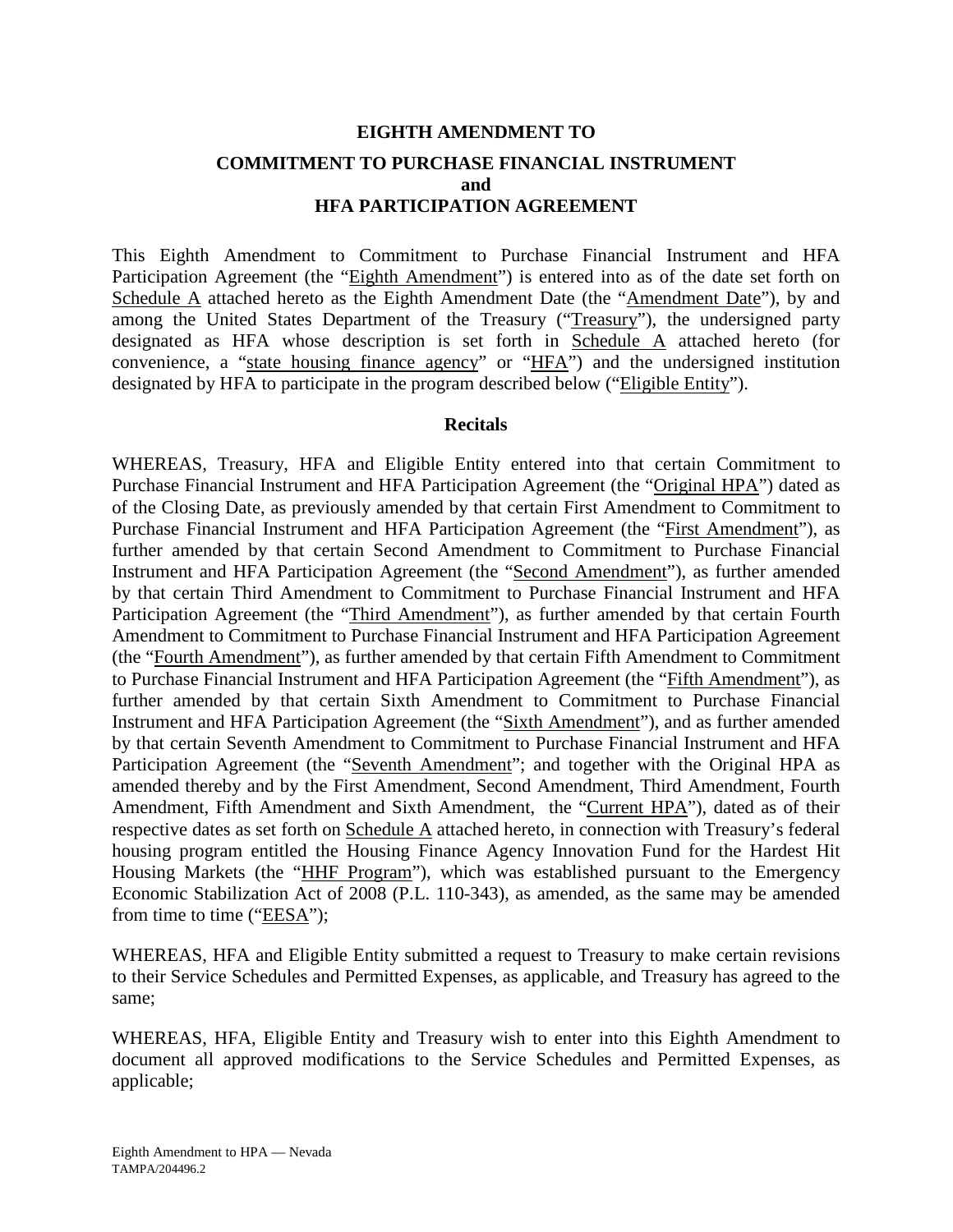# EIGHTH AMENDMENT TO

## COMMITMENT TO PURCHASE FINANCIAL INSTRUMENT
## and
## HFA PARTICIPATION AGREEMENT

This Eighth Amendment to Commitment to Purchase Financial Instrument and HFA Participation Agreement (the "Eighth Amendment") is entered into as of the date set forth on Schedule A attached hereto as the Eighth Amendment Date (the "Amendment Date"), by and among the United States Department of the Treasury ("Treasury"), the undersigned party designated as HFA whose description is set forth in Schedule A attached hereto (for convenience, a "state housing finance agency" or "HFA") and the undersigned institution designated by HFA to participate in the program described below ("Eligible Entity").

### Recitals

WHEREAS, Treasury, HFA and Eligible Entity entered into that certain Commitment to Purchase Financial Instrument and HFA Participation Agreement (the "Original HPA") dated as of the Closing Date, as previously amended by that certain First Amendment to Commitment to Purchase Financial Instrument and HFA Participation Agreement (the "First Amendment"), as further amended by that certain Second Amendment to Commitment to Purchase Financial Instrument and HFA Participation Agreement (the "Second Amendment"), as further amended by that certain Third Amendment to Commitment to Purchase Financial Instrument and HFA Participation Agreement (the "Third Amendment"), as further amended by that certain Fourth Amendment to Commitment to Purchase Financial Instrument and HFA Participation Agreement (the "Fourth Amendment"), as further amended by that certain Fifth Amendment to Commitment to Purchase Financial Instrument and HFA Participation Agreement (the "Fifth Amendment"), as further amended by that certain Sixth Amendment to Commitment to Purchase Financial Instrument and HFA Participation Agreement (the "Sixth Amendment"), and as further amended by that certain Seventh Amendment to Commitment to Purchase Financial Instrument and HFA Participation Agreement (the "Seventh Amendment"; and together with the Original HPA as amended thereby and by the First Amendment, Second Amendment, Third Amendment, Fourth Amendment, Fifth Amendment and Sixth Amendment, the "Current HPA"), dated as of their respective dates as set forth on Schedule A attached hereto, in connection with Treasury's federal housing program entitled the Housing Finance Agency Innovation Fund for the Hardest Hit Housing Markets (the "HHF Program"), which was established pursuant to the Emergency Economic Stabilization Act of 2008 (P.L. 110-343), as amended, as the same may be amended from time to time ("EESA");

WHEREAS, HFA and Eligible Entity submitted a request to Treasury to make certain revisions to their Service Schedules and Permitted Expenses, as applicable, and Treasury has agreed to the same;

WHEREAS, HFA, Eligible Entity and Treasury wish to enter into this Eighth Amendment to document all approved modifications to the Service Schedules and Permitted Expenses, as applicable;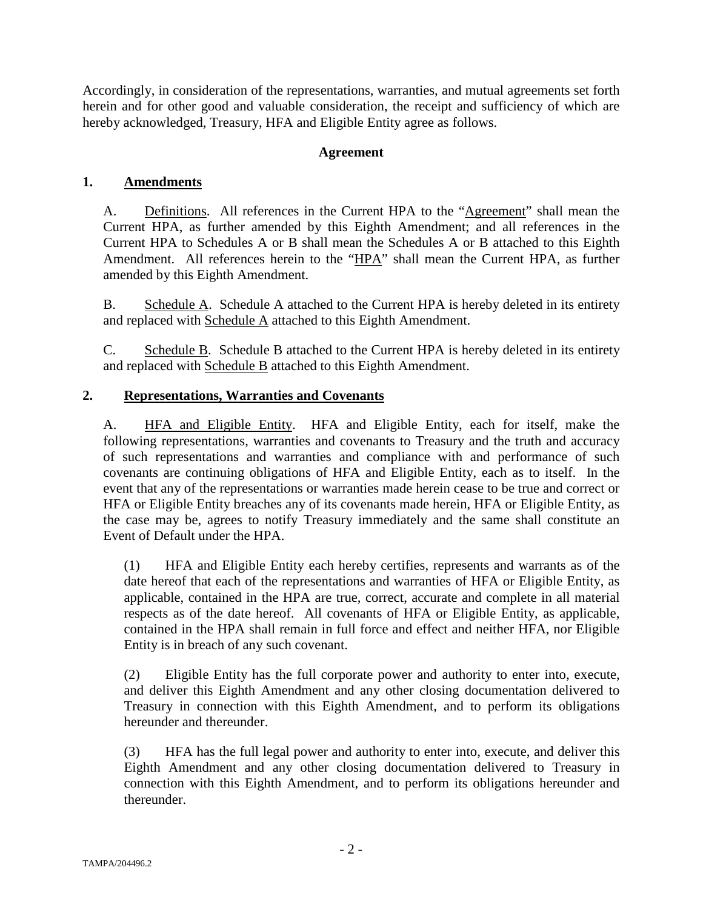Accordingly, in consideration of the representations, warranties, and mutual agreements set forth herein and for other good and valuable consideration, the receipt and sufficiency of which are hereby acknowledged, Treasury, HFA and Eligible Entity agree as follows.

**Agreement**

## 1. Amendments

A. Definitions. All references in the Current HPA to the "Agreement" shall mean the Current HPA, as further amended by this Eighth Amendment; and all references in the Current HPA to Schedules A or B shall mean the Schedules A or B attached to this Eighth Amendment. All references herein to the "HPA" shall mean the Current HPA, as further amended by this Eighth Amendment.

B. Schedule A. Schedule A attached to the Current HPA is hereby deleted in its entirety and replaced with Schedule A attached to this Eighth Amendment.

C. Schedule B. Schedule B attached to the Current HPA is hereby deleted in its entirety and replaced with Schedule B attached to this Eighth Amendment.

## 2. Representations, Warranties and Covenants

A. HFA and Eligible Entity. HFA and Eligible Entity, each for itself, make the following representations, warranties and covenants to Treasury and the truth and accuracy of such representations and warranties and compliance with and performance of such covenants are continuing obligations of HFA and Eligible Entity, each as to itself. In the event that any of the representations or warranties made herein cease to be true and correct or HFA or Eligible Entity breaches any of its covenants made herein, HFA or Eligible Entity, as the case may be, agrees to notify Treasury immediately and the same shall constitute an Event of Default under the HPA.

(1) HFA and Eligible Entity each hereby certifies, represents and warrants as of the date hereof that each of the representations and warranties of HFA or Eligible Entity, as applicable, contained in the HPA are true, correct, accurate and complete in all material respects as of the date hereof. All covenants of HFA or Eligible Entity, as applicable, contained in the HPA shall remain in full force and effect and neither HFA, nor Eligible Entity is in breach of any such covenant.

(2) Eligible Entity has the full corporate power and authority to enter into, execute, and deliver this Eighth Amendment and any other closing documentation delivered to Treasury in connection with this Eighth Amendment, and to perform its obligations hereunder and thereunder.

(3) HFA has the full legal power and authority to enter into, execute, and deliver this Eighth Amendment and any other closing documentation delivered to Treasury in connection with this Eighth Amendment, and to perform its obligations hereunder and thereunder.

TAMPA/204496.2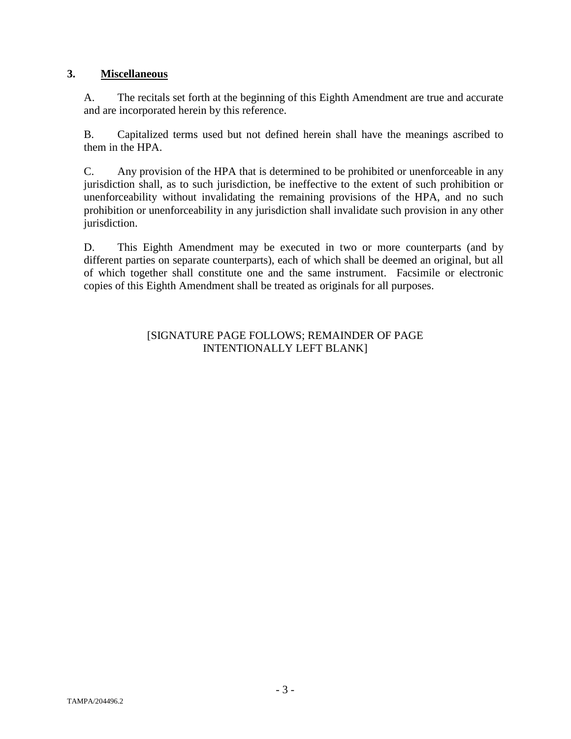## 3. Miscellaneous

A. The recitals set forth at the beginning of this Eighth Amendment are true and accurate and are incorporated herein by this reference.

B. Capitalized terms used but not defined herein shall have the meanings ascribed to them in the HPA.

C. Any provision of the HPA that is determined to be prohibited or unenforceable in any jurisdiction shall, as to such jurisdiction, be ineffective to the extent of such prohibition or unenforceability without invalidating the remaining provisions of the HPA, and no such prohibition or unenforceability in any jurisdiction shall invalidate such provision in any other jurisdiction.

D. This Eighth Amendment may be executed in two or more counterparts (and by different parties on separate counterparts), each of which shall be deemed an original, but all of which together shall constitute one and the same instrument. Facsimile or electronic copies of this Eighth Amendment shall be treated as originals for all purposes.

[SIGNATURE PAGE FOLLOWS; REMAINDER OF PAGE INTENTIONALLY LEFT BLANK]

TAMPA/204496.2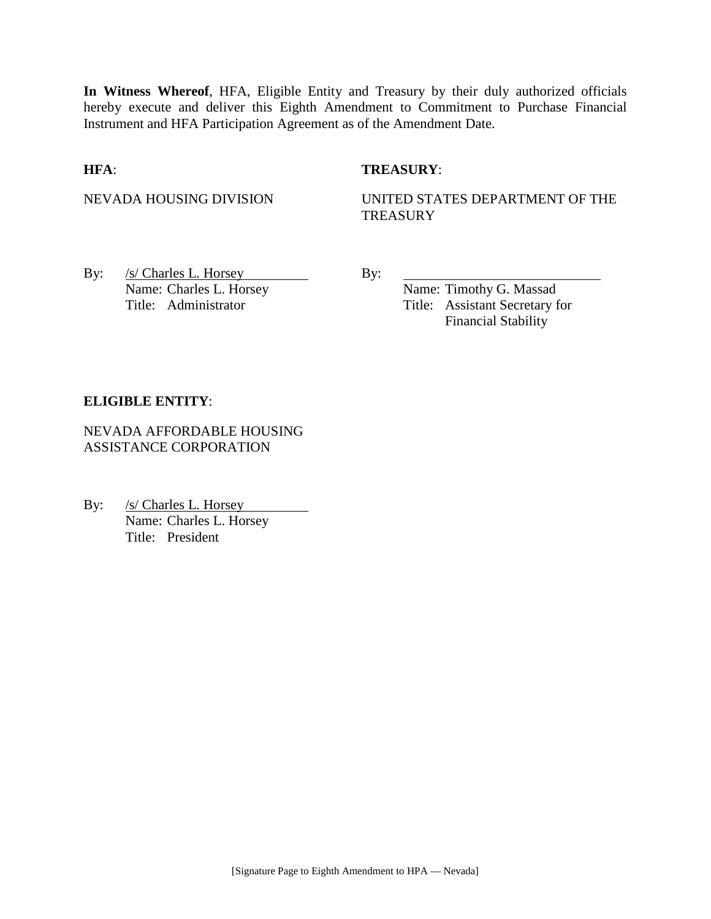**In Witness Whereof**, HFA, Eligible Entity and Treasury by their duly authorized officials hereby execute and deliver this Eighth Amendment to Commitment to Purchase Financial Instrument and HFA Participation Agreement as of the Amendment Date.

**HFA**:

NEVADA HOUSING DIVISION

By: /s/ Charles L. Horsey
Name: Charles L. Horsey
Title: Administrator

**TREASURY**:

UNITED STATES DEPARTMENT OF THE TREASURY

By: \_\_\_\_\_\_\_\_\_\_\_\_\_\_\_\_\_\_\_\_
Name: Timothy G. Massad
Title: Assistant Secretary for Financial Stability

**ELIGIBLE ENTITY**:

NEVADA AFFORDABLE HOUSING ASSISTANCE CORPORATION

By: /s/ Charles L. Horsey
Name: Charles L. Horsey
Title: President

[Signature Page to Eighth Amendment to HPA — Nevada]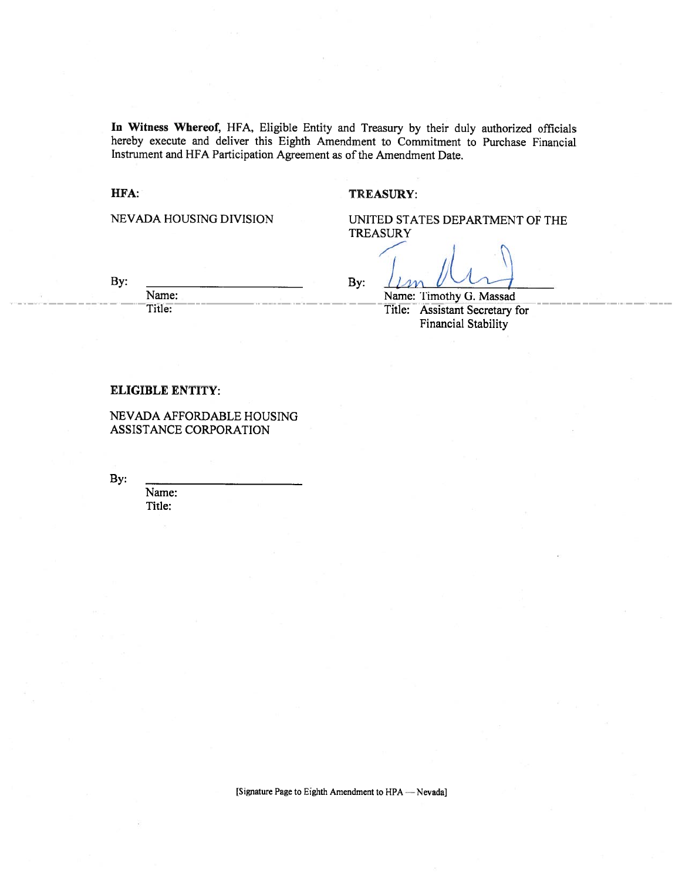**In Witness Whereof,** HFA, Eligible Entity and Treasury by their duly authorized officials hereby execute and deliver this Eighth Amendment to Commitment to Purchase Financial Instrument and HFA Participation Agreement as of the Amendment Date.

**HFA:**

NEVADA HOUSING DIVISION

By: \_\_\_\_\_\_\_\_\_\_\_\_\_\_\_\_\_\_\_\_\_\_\_\_

Name:

Title:

**TREASURY:**

UNITED STATES DEPARTMENT OF THE TREASURY

By: \_\_\_\_\_\_\_\_\_\_\_\_\_\_\_\_\_\_\_\_\_\_\_\_

Name: Timothy G. Massad

Title: Assistant Secretary for Financial Stability

**ELIGIBLE ENTITY:**

NEVADA AFFORDABLE HOUSING ASSISTANCE CORPORATION

By: \_\_\_\_\_\_\_\_\_\_\_\_\_\_\_\_\_\_\_\_\_\_\_\_

Name:

Title:

[Signature Page to Eighth Amendment to HPA — Nevada]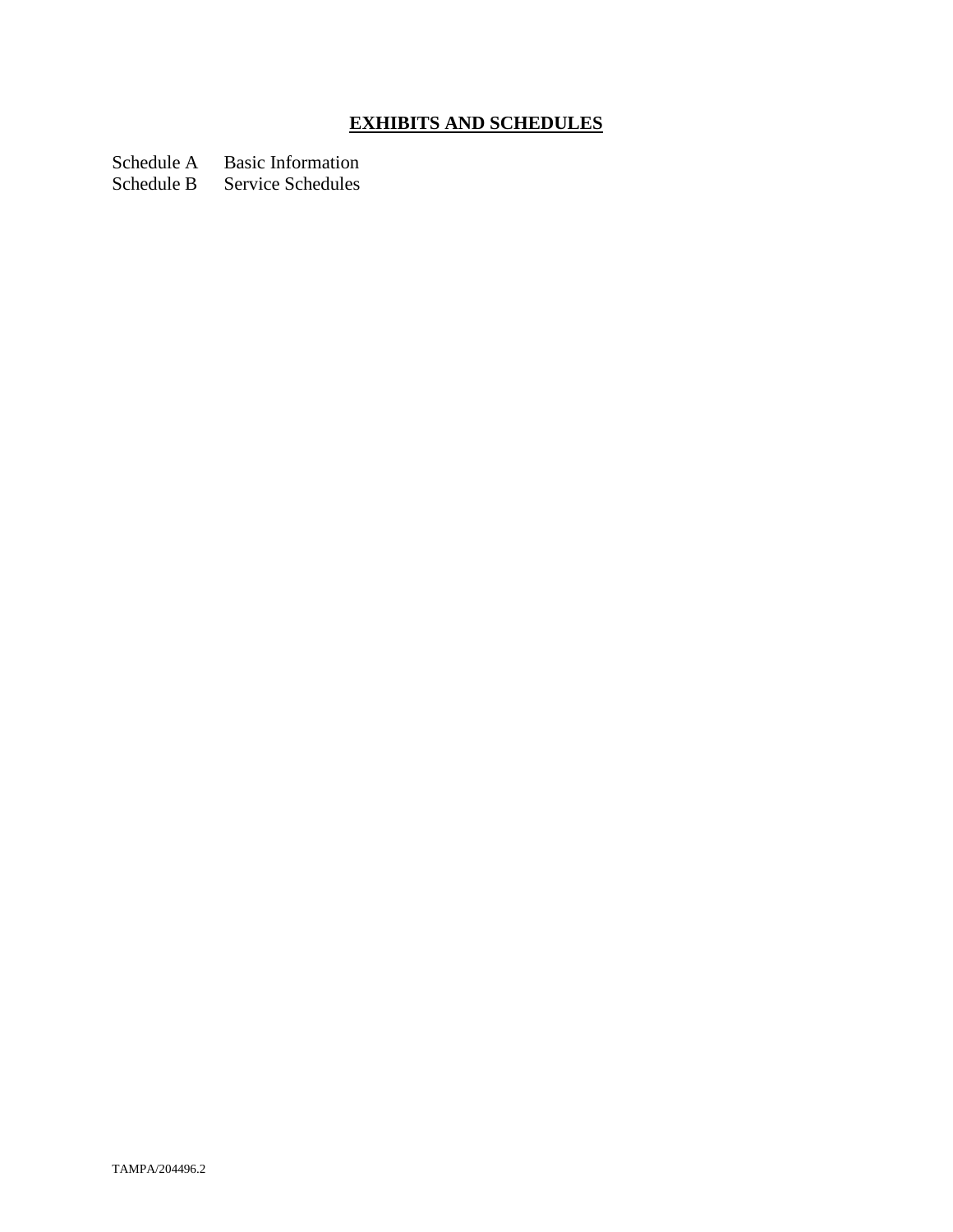# **EXHIBITS AND SCHEDULES**

Schedule A Basic Information
Schedule B Service Schedules

TAMPA/204496.2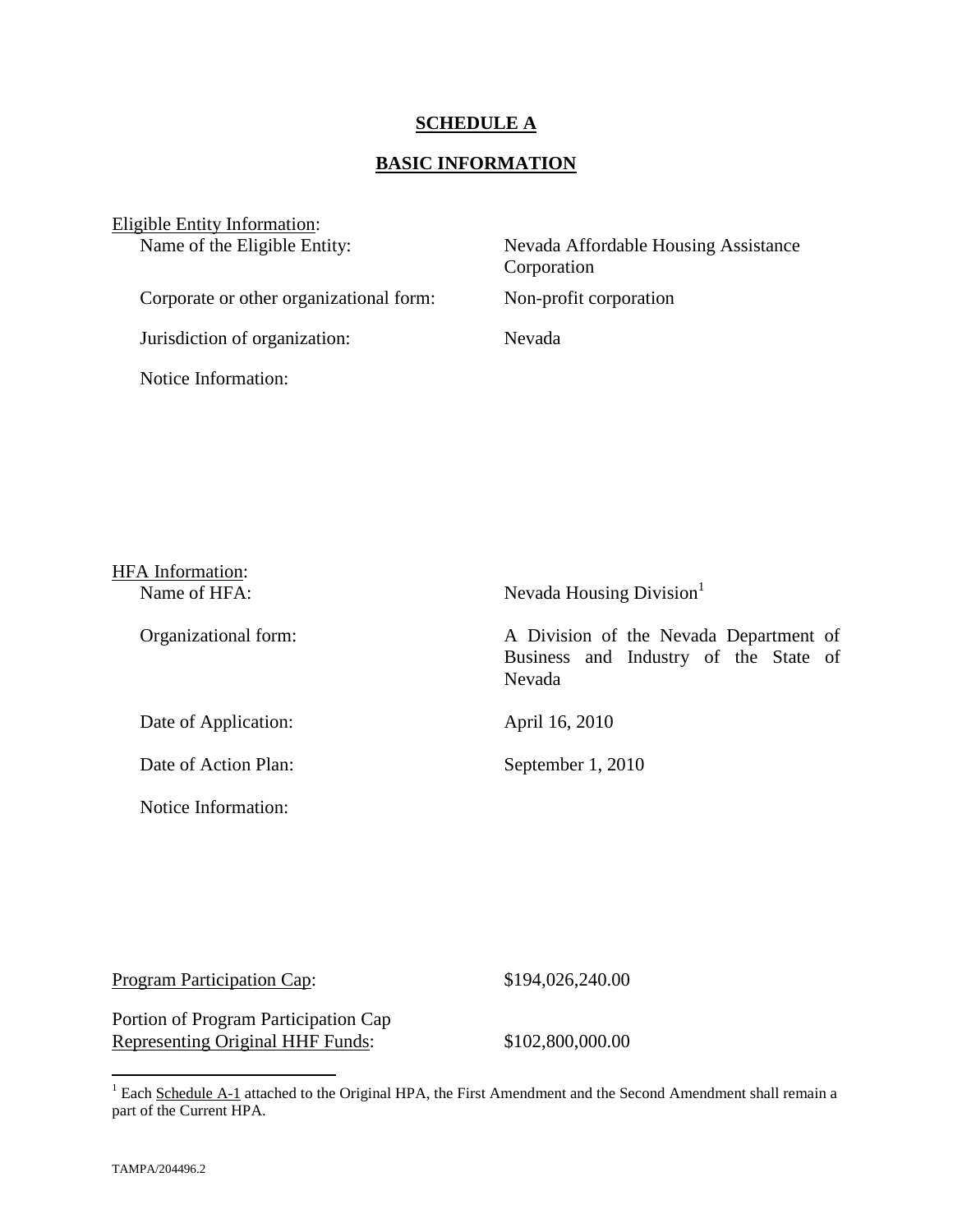**SCHEDULE A**

**BASIC INFORMATION**

Eligible Entity Information:

| | |
|---|---|
| Name of the Eligible Entity: | Nevada Affordable Housing Assistance Corporation |
| Corporate or other organizational form: | Non-profit corporation |
| Jurisdiction of organization: | Nevada |
| Notice Information: | |

HFA Information:

| | |
|---|---|
| Name of HFA: | Nevada Housing Division[1] |
| Organizational form: | A Division of the Nevada Department of Business and Industry of the State of Nevada |
| Date of Application: | April 16, 2010 |
| Date of Action Plan: | September 1, 2010 |
| Notice Information: | |

| | |
|---|---|
| Program Participation Cap: | \$194,026,240.00 |
| Portion of Program Participation Cap Representing Original HHF Funds: | \$102,800,000.00 |

[1] Each Schedule A-1 attached to the Original HPA, the First Amendment and the Second Amendment shall remain a part of the Current HPA.

TAMPA/204496.2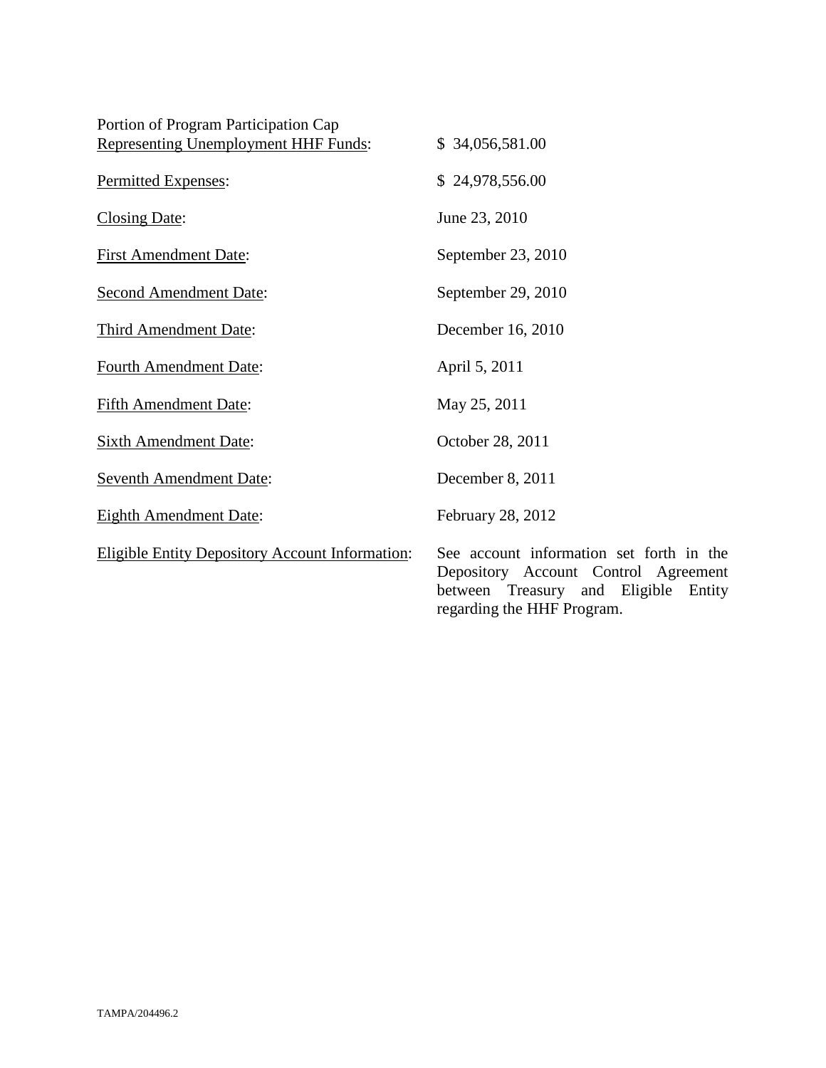| | |
|---|---|
| Portion of Program Participation Cap <u>Representing Unemployment HHF Funds</u>: | $ 34,056,581.00 |
| <u>Permitted Expenses</u>: | $ 24,978,556.00 |
| <u>Closing Date</u>: | June 23, 2010 |
| <u>First Amendment Date</u>: | September 23, 2010 |
| <u>Second Amendment Date</u>: | September 29, 2010 |
| <u>Third Amendment Date</u>: | December 16, 2010 |
| <u>Fourth Amendment Date</u>: | April 5, 2011 |
| <u>Fifth Amendment Date</u>: | May 25, 2011 |
| <u>Sixth Amendment Date</u>: | October 28, 2011 |
| <u>Seventh Amendment Date</u>: | December 8, 2011 |
| <u>Eighth Amendment Date</u>: | February 28, 2012 |
| <u>Eligible Entity Depository Account Information</u>: | See account information set forth in the Depository Account Control Agreement between Treasury and Eligible Entity regarding the HHF Program. |

TAMPA/204496.2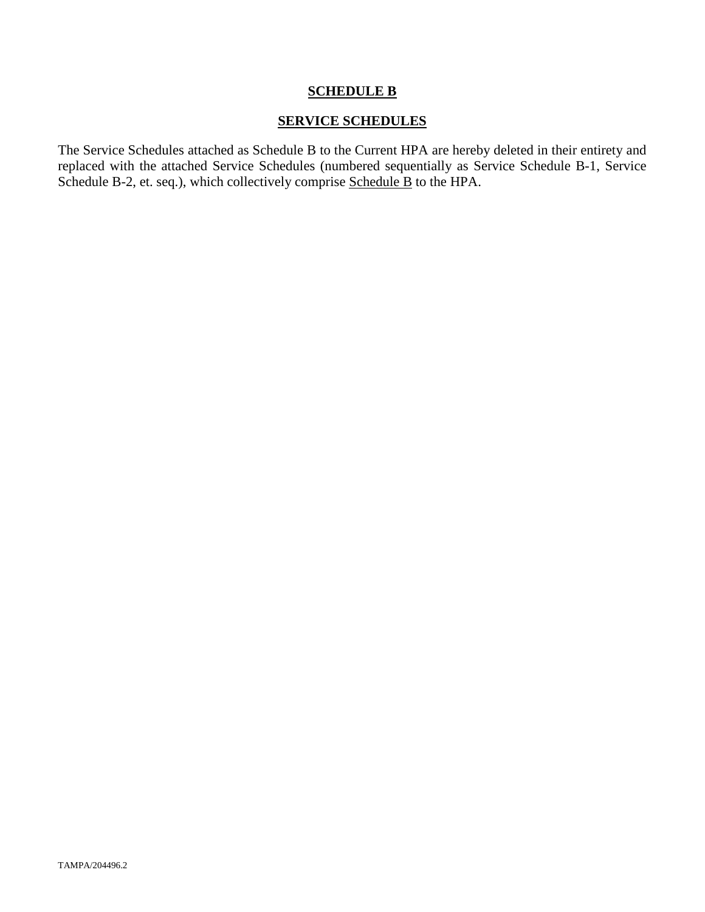# SCHEDULE B

## SERVICE SCHEDULES

The Service Schedules attached as Schedule B to the Current HPA are hereby deleted in their entirety and replaced with the attached Service Schedules (numbered sequentially as Service Schedule B-1, Service Schedule B-2, et. seq.), which collectively comprise Schedule B to the HPA.

TAMPA/204496.2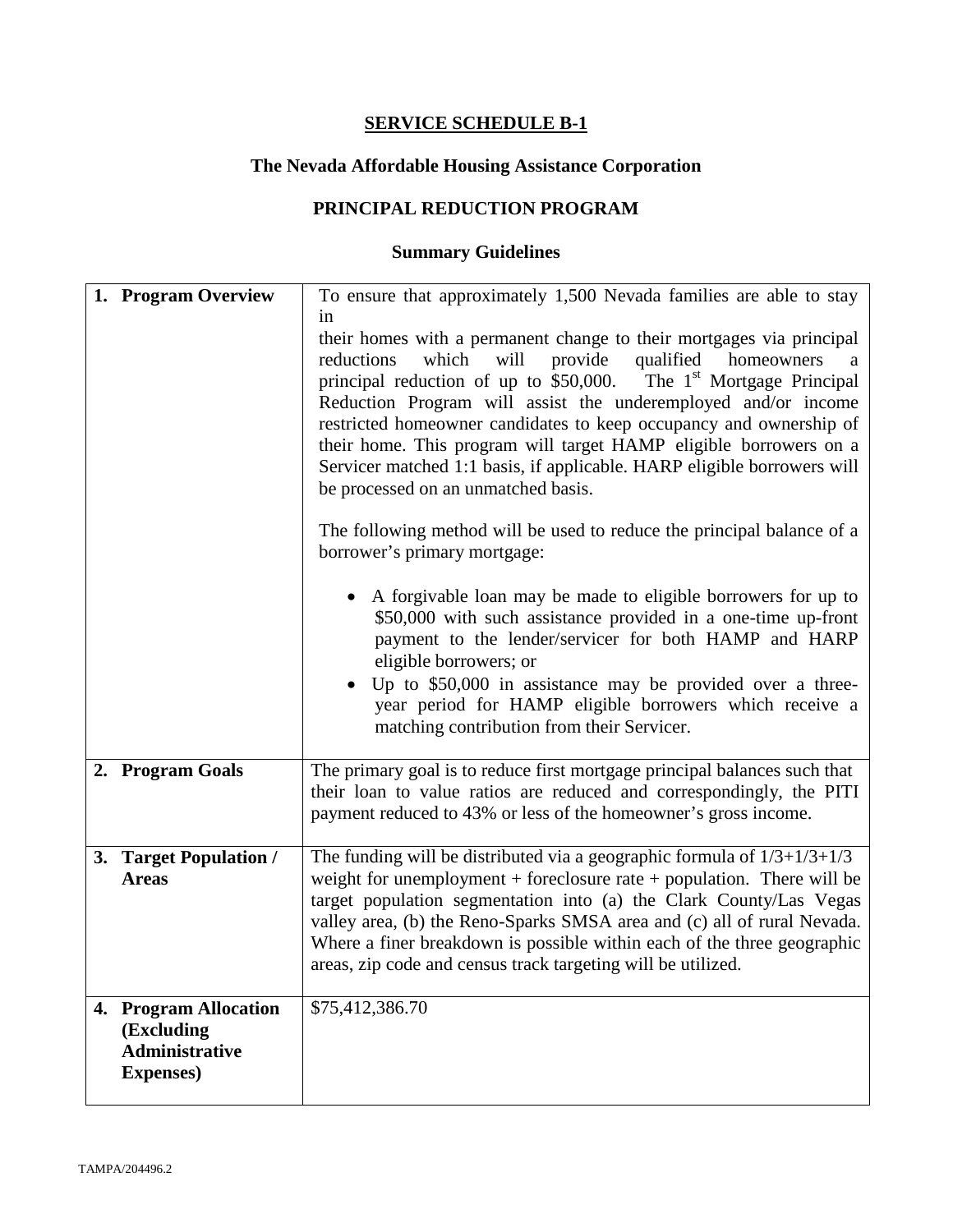## SERVICE SCHEDULE B-1

### The Nevada Affordable Housing Assistance Corporation

### PRINCIPAL REDUCTION PROGRAM

### Summary Guidelines

| | |
|---|---|
| **1. Program Overview** | To ensure that approximately 1,500 Nevada families are able to stay in their homes with a permanent change to their mortgages via principal reductions which will provide qualified homeowners a principal reduction of up to \$50,000. The 1st Mortgage Principal Reduction Program will assist the underemployed and/or income restricted homeowner candidates to keep occupancy and ownership of their home. This program will target HAMP eligible borrowers on a Servicer matched 1:1 basis, if applicable. HARP eligible borrowers will be processed on an unmatched basis.<br><br>The following method will be used to reduce the principal balance of a borrower's primary mortgage:<br><br>• A forgivable loan may be made to eligible borrowers for up to \$50,000 with such assistance provided in a one-time up-front payment to the lender/servicer for both HAMP and HARP eligible borrowers; or<br>• Up to \$50,000 in assistance may be provided over a three-year period for HAMP eligible borrowers which receive a matching contribution from their Servicer. |
| **2. Program Goals** | The primary goal is to reduce first mortgage principal balances such that their loan to value ratios are reduced and correspondingly, the PITI payment reduced to 43% or less of the homeowner's gross income. |
| **3. Target Population / Areas** | The funding will be distributed via a geographic formula of 1/3+1/3+1/3 weight for unemployment + foreclosure rate + population. There will be target population segmentation into (a) the Clark County/Las Vegas valley area, (b) the Reno-Sparks SMSA area and (c) all of rural Nevada. Where a finer breakdown is possible within each of the three geographic areas, zip code and census track targeting will be utilized. |
| **4. Program Allocation (Excluding Administrative Expenses)** | \$75,412,386.70 |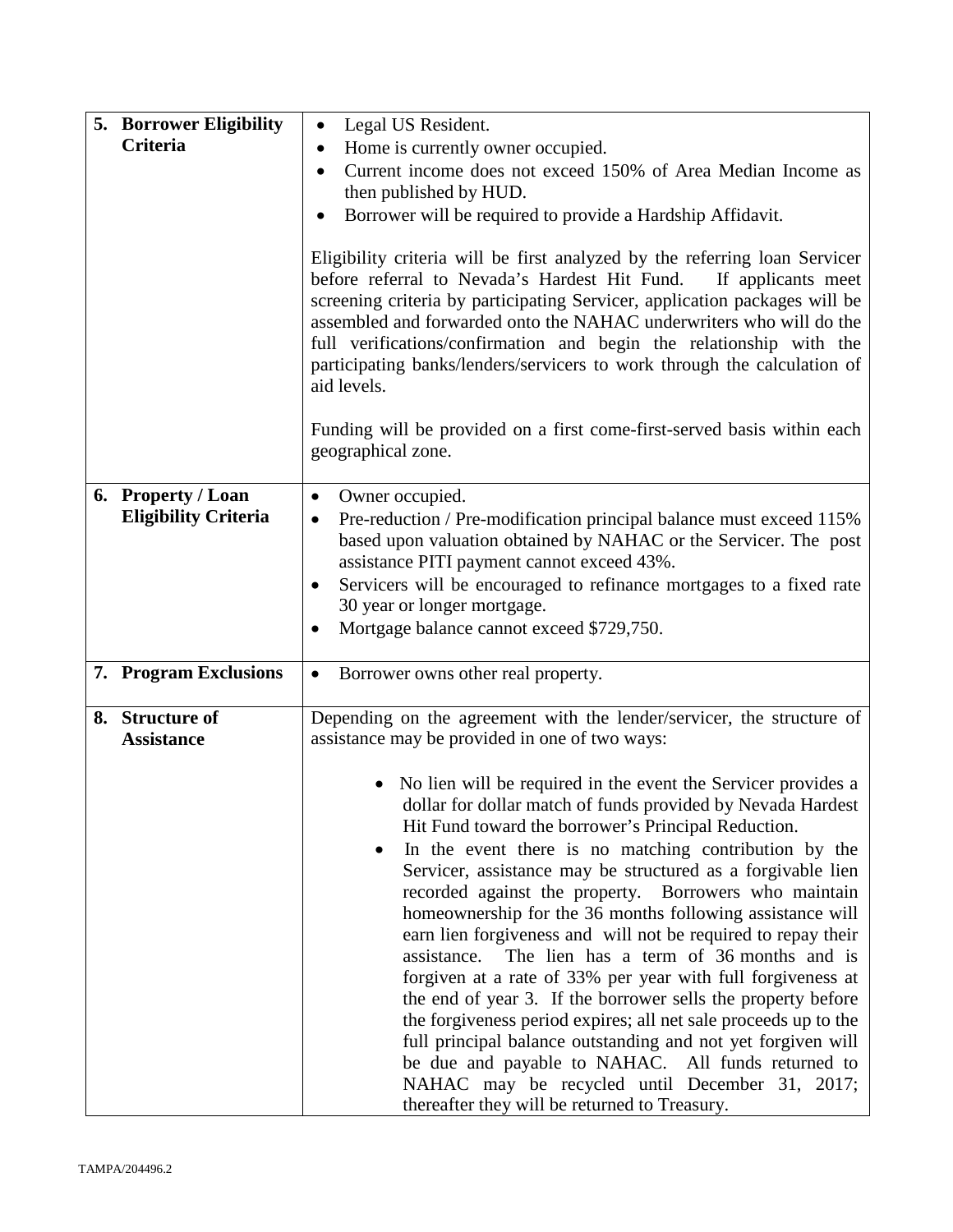| | |
|---|---|
| **5. Borrower Eligibility Criteria** | • Legal US Resident.<br>• Home is currently owner occupied.<br>• Current income does not exceed 150% of Area Median Income as then published by HUD.<br>• Borrower will be required to provide a Hardship Affidavit.<br><br>Eligibility criteria will be first analyzed by the referring loan Servicer before referral to Nevada's Hardest Hit Fund. If applicants meet screening criteria by participating Servicer, application packages will be assembled and forwarded onto the NAHAC underwriters who will do the full verifications/confirmation and begin the relationship with the participating banks/lenders/servicers to work through the calculation of aid levels.<br><br>Funding will be provided on a first come-first-served basis within each geographical zone. |
| **6. Property / Loan Eligibility Criteria** | • Owner occupied.<br>• Pre-reduction / Pre-modification principal balance must exceed 115% based upon valuation obtained by NAHAC or the Servicer. The post assistance PITI payment cannot exceed 43%.<br>• Servicers will be encouraged to refinance mortgages to a fixed rate 30 year or longer mortgage.<br>• Mortgage balance cannot exceed $729,750. |
| **7. Program Exclusions** | • Borrower owns other real property. |
| **8. Structure of Assistance** | Depending on the agreement with the lender/servicer, the structure of assistance may be provided in one of two ways:<br><br>• No lien will be required in the event the Servicer provides a dollar for dollar match of funds provided by Nevada Hardest Hit Fund toward the borrower's Principal Reduction.<br>• In the event there is no matching contribution by the Servicer, assistance may be structured as a forgivable lien recorded against the property. Borrowers who maintain homeownership for the 36 months following assistance will earn lien forgiveness and will not be required to repay their assistance. The lien has a term of 36 months and is forgiven at a rate of 33% per year with full forgiveness at the end of year 3. If the borrower sells the property before the forgiveness period expires; all net sale proceeds up to the full principal balance outstanding and not yet forgiven will be due and payable to NAHAC. All funds returned to NAHAC may be recycled until December 31, 2017; thereafter they will be returned to Treasury. |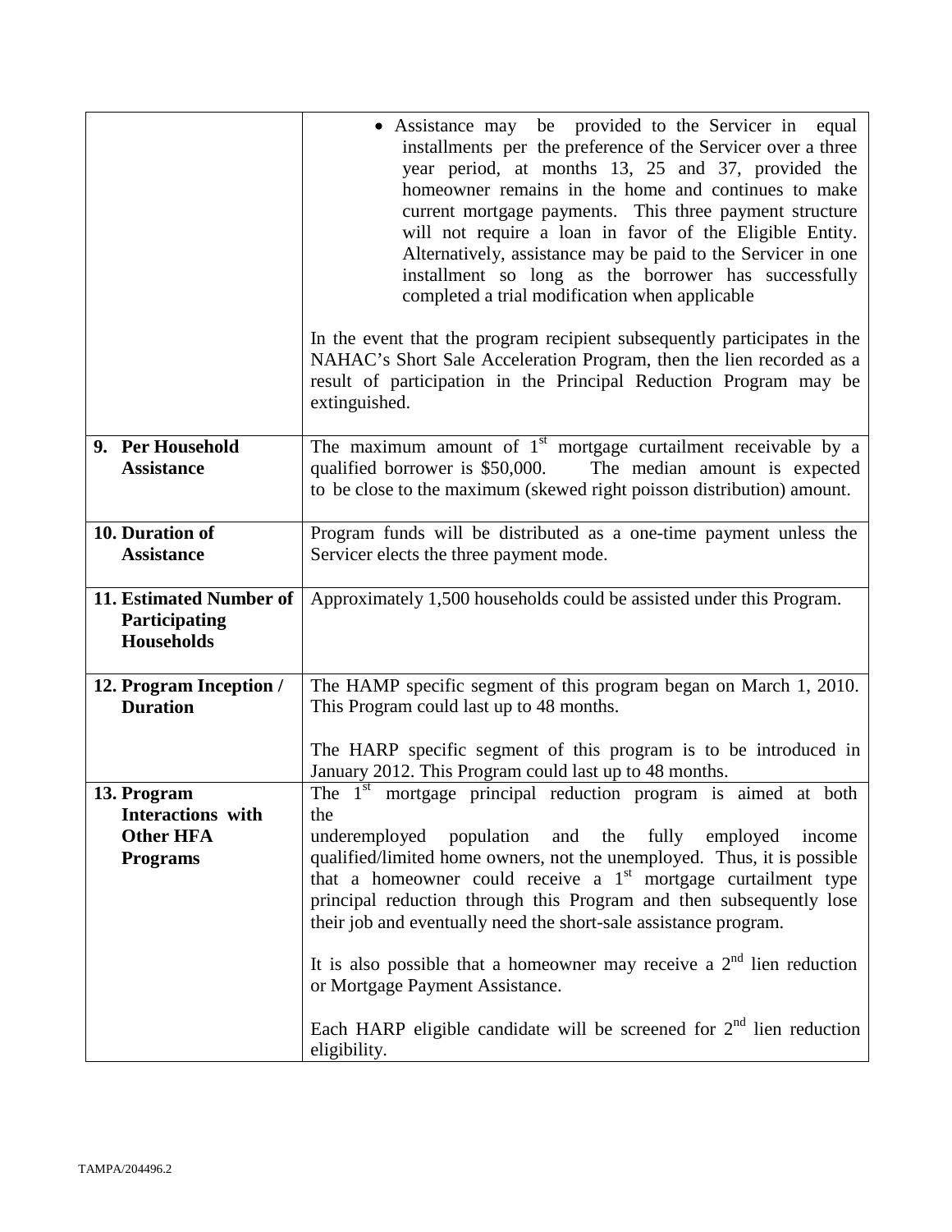| | |
|---|---|
| | • Assistance may be provided to the Servicer in equal installments per the preference of the Servicer over a three year period, at months 13, 25 and 37, provided the homeowner remains in the home and continues to make current mortgage payments. This three payment structure will not require a loan in favor of the Eligible Entity. Alternatively, assistance may be paid to the Servicer in one installment so long as the borrower has successfully completed a trial modification when applicable<br><br>In the event that the program recipient subsequently participates in the NAHAC's Short Sale Acceleration Program, then the lien recorded as a result of participation in the Principal Reduction Program may be extinguished. |
| **9. Per Household Assistance** | The maximum amount of 1st mortgage curtailment receivable by a qualified borrower is $50,000. The median amount is expected to be close to the maximum (skewed right poisson distribution) amount. |
| **10. Duration of Assistance** | Program funds will be distributed as a one-time payment unless the Servicer elects the three payment mode. |
| **11. Estimated Number of Participating Households** | Approximately 1,500 households could be assisted under this Program. |
| **12. Program Inception / Duration** | The HAMP specific segment of this program began on March 1, 2010. This Program could last up to 48 months.<br><br>The HARP specific segment of this program is to be introduced in January 2012. This Program could last up to 48 months. |
| **13. Program Interactions with Other HFA Programs** | The 1st mortgage principal reduction program is aimed at both the underemployed population and the fully employed income qualified/limited home owners, not the unemployed. Thus, it is possible that a homeowner could receive a 1st mortgage curtailment type principal reduction through this Program and then subsequently lose their job and eventually need the short-sale assistance program.<br><br>It is also possible that a homeowner may receive a 2nd lien reduction or Mortgage Payment Assistance.<br><br>Each HARP eligible candidate will be screened for 2nd lien reduction eligibility. |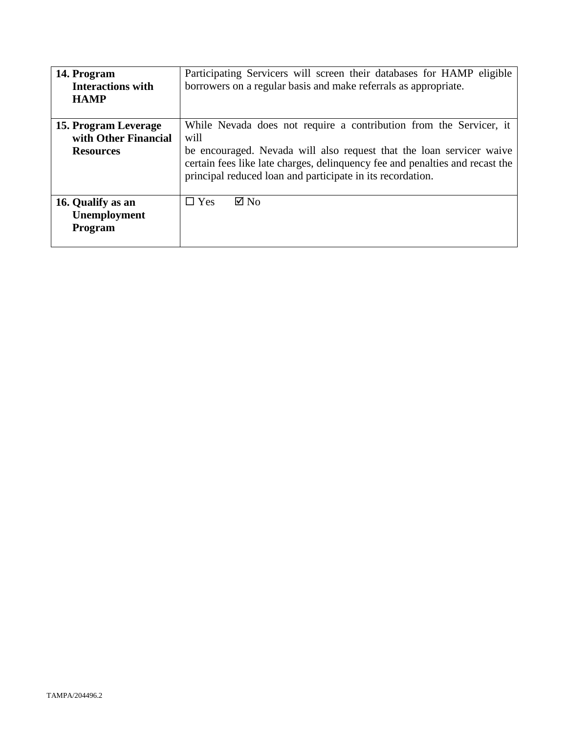| | |
|---|---|
| **14. Program Interactions with HAMP** | Participating Servicers will screen their databases for HAMP eligible borrowers on a regular basis and make referrals as appropriate. |
| **15. Program Leverage with Other Financial Resources** | While Nevada does not require a contribution from the Servicer, it will be encouraged. Nevada will also request that the loan servicer waive certain fees like late charges, delinquency fee and penalties and recast the principal reduced loan and participate in its recordation. |
| **16. Qualify as an Unemployment Program** | ☐ Yes ☑ No |

TAMPA/204496.2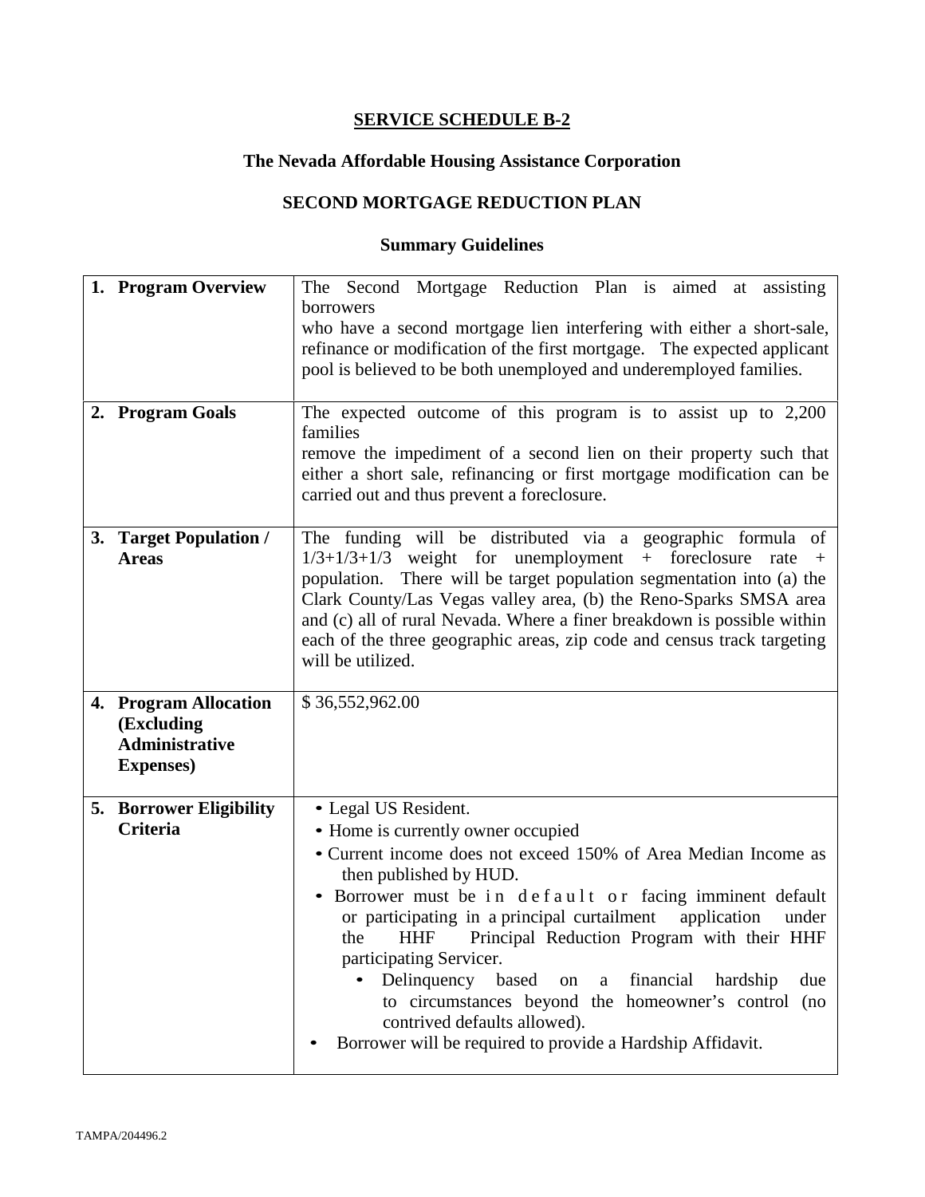## SERVICE SCHEDULE B-2

### The Nevada Affordable Housing Assistance Corporation

### SECOND MORTGAGE REDUCTION PLAN

### Summary Guidelines

| | |
|---|---|
| **1. Program Overview** | The Second Mortgage Reduction Plan is aimed at assisting borrowers who have a second mortgage lien interfering with either a short-sale, refinance or modification of the first mortgage. The expected applicant pool is believed to be both unemployed and underemployed families. |
| **2. Program Goals** | The expected outcome of this program is to assist up to 2,200 families remove the impediment of a second lien on their property such that either a short sale, refinancing or first mortgage modification can be carried out and thus prevent a foreclosure. |
| **3. Target Population / Areas** | The funding will be distributed via a geographic formula of 1/3+1/3+1/3 weight for unemployment + foreclosure rate + population. There will be target population segmentation into (a) the Clark County/Las Vegas valley area, (b) the Reno-Sparks SMSA area and (c) all of rural Nevada. Where a finer breakdown is possible within each of the three geographic areas, zip code and census track targeting will be utilized. |
| **4. Program Allocation (Excluding Administrative Expenses)** | $ 36,552,962.00 |
| **5. Borrower Eligibility Criteria** | • Legal US Resident.<br>• Home is currently owner occupied<br>• Current income does not exceed 150% of Area Median Income as then published by HUD.<br>• Borrower must be in default or facing imminent default or participating in a principal curtailment application under the HHF Principal Reduction Program with their HHF participating Servicer.<br>&nbsp;&nbsp;&nbsp;&nbsp;• Delinquency based on a financial hardship due to circumstances beyond the homeowner's control (no contrived defaults allowed).<br>• Borrower will be required to provide a Hardship Affidavit. |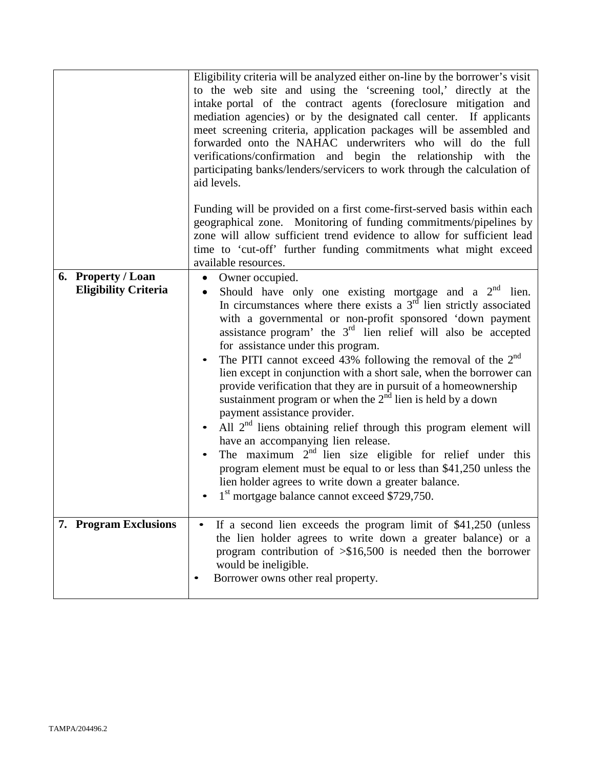| | |
|---|---|
| | Eligibility criteria will be analyzed either on-line by the borrower's visit to the web site and using the 'screening tool,' directly at the intake portal of the contract agents (foreclosure mitigation and mediation agencies) or by the designated call center. If applicants meet screening criteria, application packages will be assembled and forwarded onto the NAHAC underwriters who will do the full verifications/confirmation and begin the relationship with the participating banks/lenders/servicers to work through the calculation of aid levels.<br><br>Funding will be provided on a first come-first-served basis within each geographical zone. Monitoring of funding commitments/pipelines by zone will allow sufficient trend evidence to allow for sufficient lead time to 'cut-off' further funding commitments what might exceed available resources. |
| **6. Property / Loan Eligibility Criteria** | • Owner occupied.<br>• Should have only one existing mortgage and a 2nd lien. In circumstances where there exists a 3rd lien strictly associated with a governmental or non-profit sponsored 'down payment assistance program' the 3rd lien relief will also be accepted for assistance under this program.<br>• The PITI cannot exceed 43% following the removal of the 2nd lien except in conjunction with a short sale, when the borrower can provide verification that they are in pursuit of a homeownership sustainment program or when the 2nd lien is held by a down payment assistance provider.<br>• All 2nd liens obtaining relief through this program element will have an accompanying lien release.<br>• The maximum 2nd lien size eligible for relief under this program element must be equal to or less than $41,250 unless the lien holder agrees to write down a greater balance.<br>• 1st mortgage balance cannot exceed $729,750. |
| **7. Program Exclusions** | • If a second lien exceeds the program limit of $41,250 (unless the lien holder agrees to write down a greater balance) or a program contribution of >$16,500 is needed then the borrower would be ineligible.<br>• Borrower owns other real property. |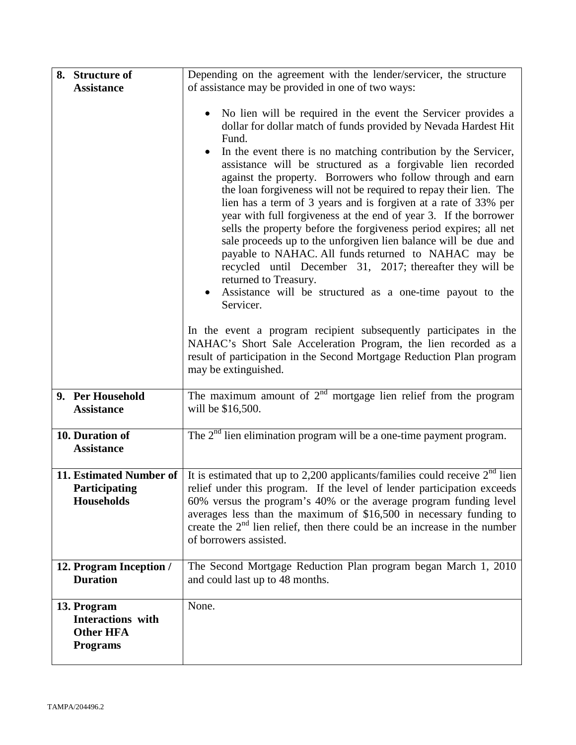| | |
|---|---|
| **8. Structure of Assistance** | Depending on the agreement with the lender/servicer, the structure of assistance may be provided in one of two ways:<br><br>• No lien will be required in the event the Servicer provides a dollar for dollar match of funds provided by Nevada Hardest Hit Fund.<br>• In the event there is no matching contribution by the Servicer, assistance will be structured as a forgivable lien recorded against the property. Borrowers who follow through and earn the loan forgiveness will not be required to repay their lien. The lien has a term of 3 years and is forgiven at a rate of 33% per year with full forgiveness at the end of year 3. If the borrower sells the property before the forgiveness period expires; all net sale proceeds up to the unforgiven lien balance will be due and payable to NAHAC. All funds returned to NAHAC may be recycled until December 31, 2017; thereafter they will be returned to Treasury.<br>• Assistance will be structured as a one-time payout to the Servicer.<br><br>In the event a program recipient subsequently participates in the NAHAC's Short Sale Acceleration Program, the lien recorded as a result of participation in the Second Mortgage Reduction Plan program may be extinguished. |
| **9. Per Household Assistance** | The maximum amount of 2nd mortgage lien relief from the program will be $16,500. |
| **10. Duration of Assistance** | The 2nd lien elimination program will be a one-time payment program. |
| **11. Estimated Number of Participating Households** | It is estimated that up to 2,200 applicants/families could receive 2nd lien relief under this program. If the level of lender participation exceeds 60% versus the program's 40% or the average program funding level averages less than the maximum of $16,500 in necessary funding to create the 2nd lien relief, then there could be an increase in the number of borrowers assisted. |
| **12. Program Inception / Duration** | The Second Mortgage Reduction Plan program began March 1, 2010 and could last up to 48 months. |
| **13. Program Interactions with Other HFA Programs** | None. |

TAMPA/204496.2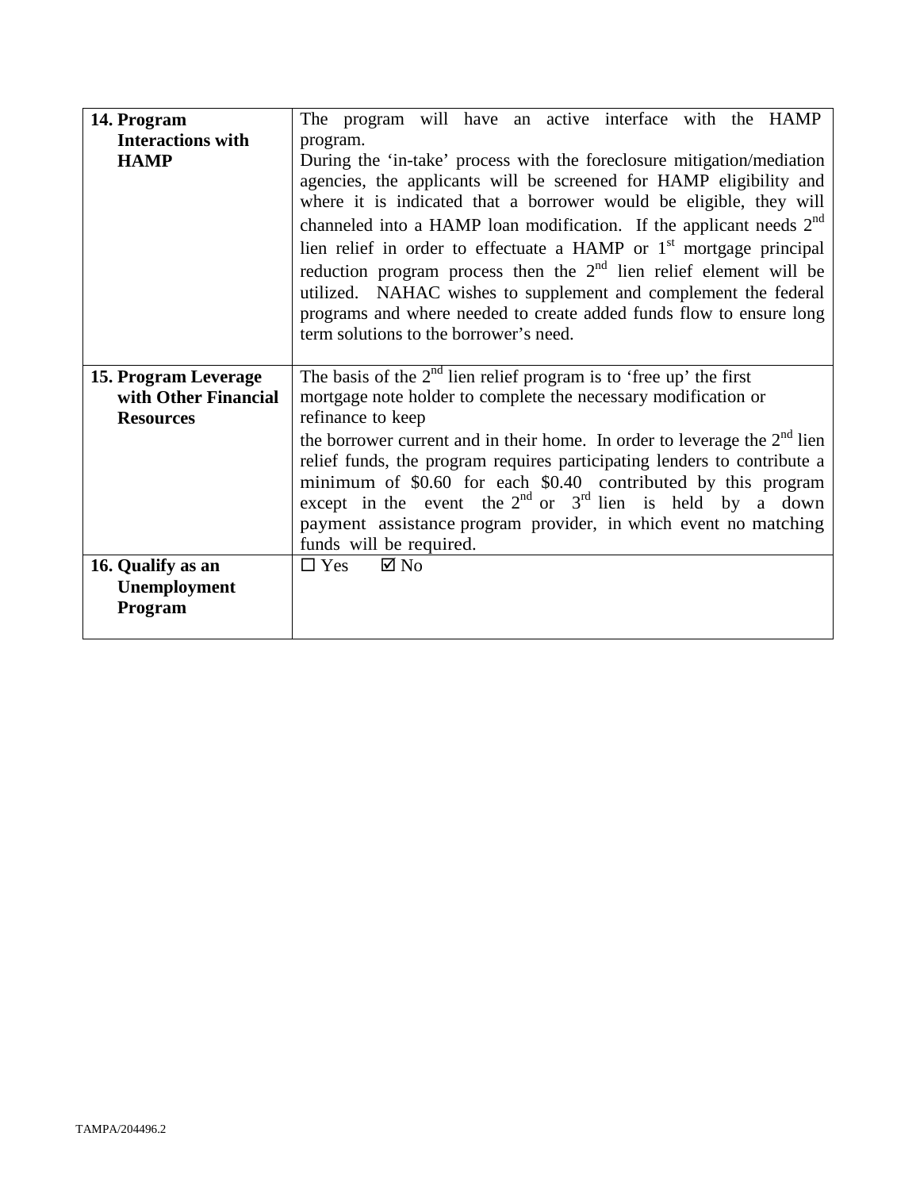| | |
|---|---|
| **14. Program Interactions with HAMP** | The program will have an active interface with the HAMP program.<br>During the 'in-take' process with the foreclosure mitigation/mediation agencies, the applicants will be screened for HAMP eligibility and where it is indicated that a borrower would be eligible, they will channeled into a HAMP loan modification. If the applicant needs 2nd lien relief in order to effectuate a HAMP or 1st mortgage principal reduction program process then the 2nd lien relief element will be utilized. NAHAC wishes to supplement and complement the federal programs and where needed to create added funds flow to ensure long term solutions to the borrower's need. |
| **15. Program Leverage with Other Financial Resources** | The basis of the 2nd lien relief program is to 'free up' the first mortgage note holder to complete the necessary modification or refinance to keep<br>the borrower current and in their home. In order to leverage the 2nd lien relief funds, the program requires participating lenders to contribute a minimum of \$0.60 for each \$0.40 contributed by this program except in the event the 2nd or 3rd lien is held by a down payment assistance program provider, in which event no matching funds will be required. |
| **16. Qualify as an Unemployment Program** | ☐ Yes ☑ No |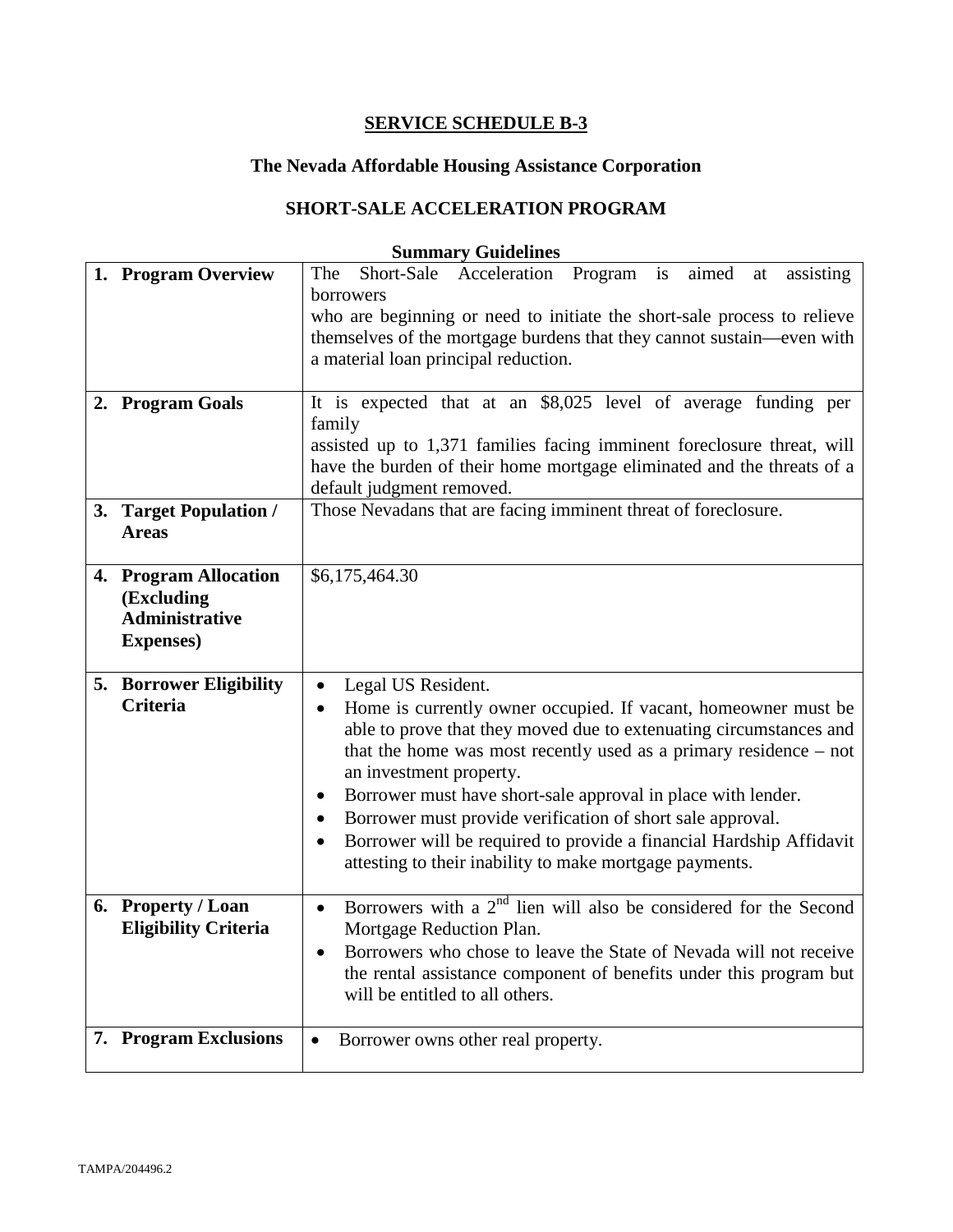# SERVICE SCHEDULE B-3

## The Nevada Affordable Housing Assistance Corporation

## SHORT-SALE ACCELERATION PROGRAM

### Summary Guidelines

| | |
|---|---|
| **1. Program Overview** | The Short-Sale Acceleration Program is aimed at assisting borrowers who are beginning or need to initiate the short-sale process to relieve themselves of the mortgage burdens that they cannot sustain—even with a material loan principal reduction. |
| **2. Program Goals** | It is expected that at an \$8,025 level of average funding per family assisted up to 1,371 families facing imminent foreclosure threat, will have the burden of their home mortgage eliminated and the threats of a default judgment removed. |
| **3. Target Population / Areas** | Those Nevadans that are facing imminent threat of foreclosure. |
| **4. Program Allocation (Excluding Administrative Expenses)** | \$6,175,464.30 |
| **5. Borrower Eligibility Criteria** | • Legal US Resident.<br>• Home is currently owner occupied. If vacant, homeowner must be able to prove that they moved due to extenuating circumstances and that the home was most recently used as a primary residence – not an investment property.<br>• Borrower must have short-sale approval in place with lender.<br>• Borrower must provide verification of short sale approval.<br>• Borrower will be required to provide a financial Hardship Affidavit attesting to their inability to make mortgage payments. |
| **6. Property / Loan Eligibility Criteria** | • Borrowers with a 2nd lien will also be considered for the Second Mortgage Reduction Plan.<br>• Borrowers who chose to leave the State of Nevada will not receive the rental assistance component of benefits under this program but will be entitled to all others. |
| **7. Program Exclusions** | • Borrower owns other real property. |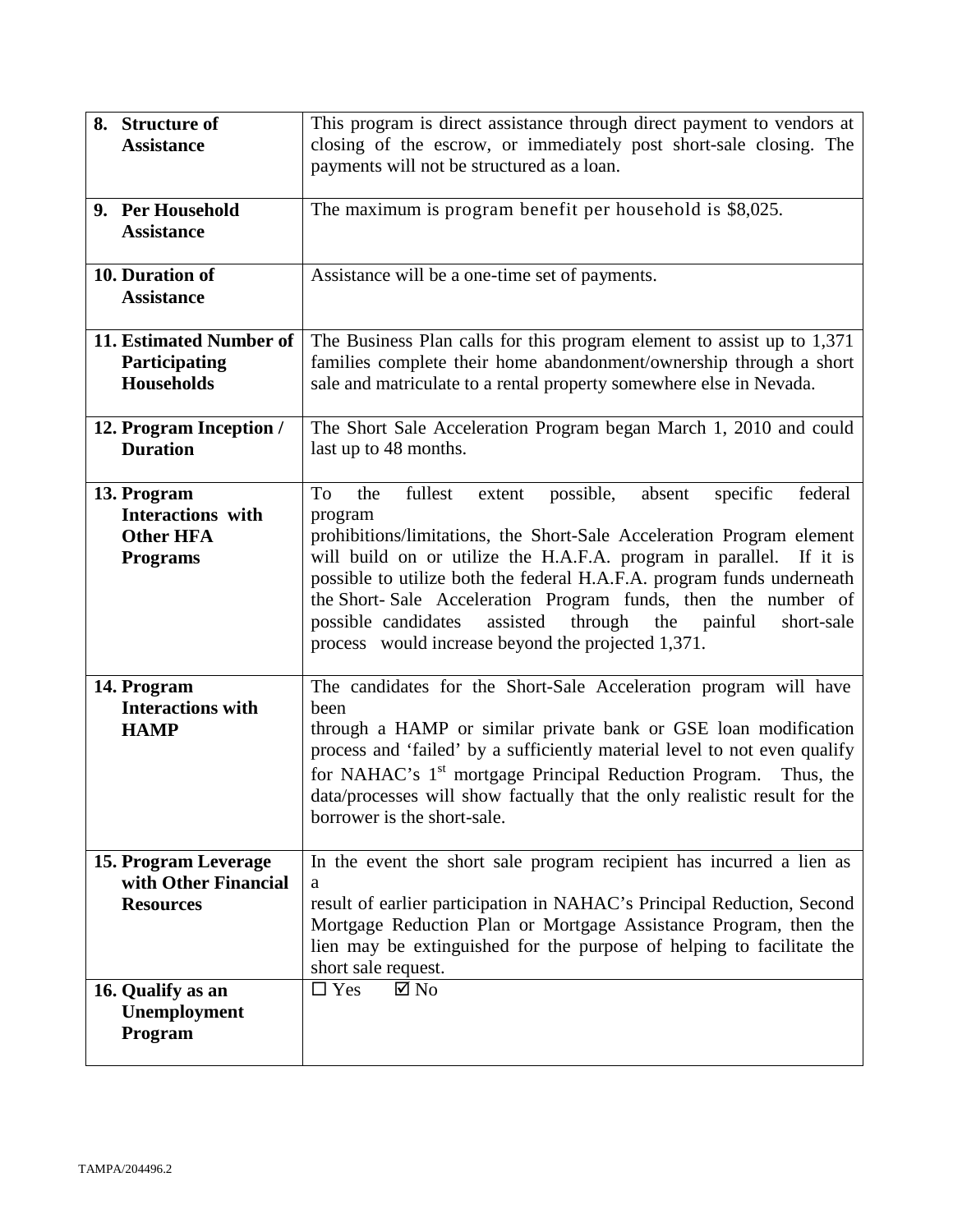| | |
|---|---|
| **8. Structure of Assistance** | This program is direct assistance through direct payment to vendors at closing of the escrow, or immediately post short-sale closing. The payments will not be structured as a loan. |
| **9. Per Household Assistance** | The maximum is program benefit per household is $8,025. |
| **10. Duration of Assistance** | Assistance will be a one-time set of payments. |
| **11. Estimated Number of Participating Households** | The Business Plan calls for this program element to assist up to 1,371 families complete their home abandonment/ownership through a short sale and matriculate to a rental property somewhere else in Nevada. |
| **12. Program Inception / Duration** | The Short Sale Acceleration Program began March 1, 2010 and could last up to 48 months. |
| **13. Program Interactions with Other HFA Programs** | To the fullest extent possible, absent specific federal program prohibitions/limitations, the Short-Sale Acceleration Program element will build on or utilize the H.A.F.A. program in parallel. If it is possible to utilize both the federal H.A.F.A. program funds underneath the Short- Sale Acceleration Program funds, then the number of possible candidates assisted through the painful short-sale process would increase beyond the projected 1,371. |
| **14. Program Interactions with HAMP** | The candidates for the Short-Sale Acceleration program will have been through a HAMP or similar private bank or GSE loan modification process and 'failed' by a sufficiently material level to not even qualify for NAHAC's 1st mortgage Principal Reduction Program. Thus, the data/processes will show factually that the only realistic result for the borrower is the short-sale. |
| **15. Program Leverage with Other Financial Resources** | In the event the short sale program recipient has incurred a lien as a result of earlier participation in NAHAC's Principal Reduction, Second Mortgage Reduction Plan or Mortgage Assistance Program, then the lien may be extinguished for the purpose of helping to facilitate the short sale request. |
| **16. Qualify as an Unemployment Program** | ☐ Yes ☑ No |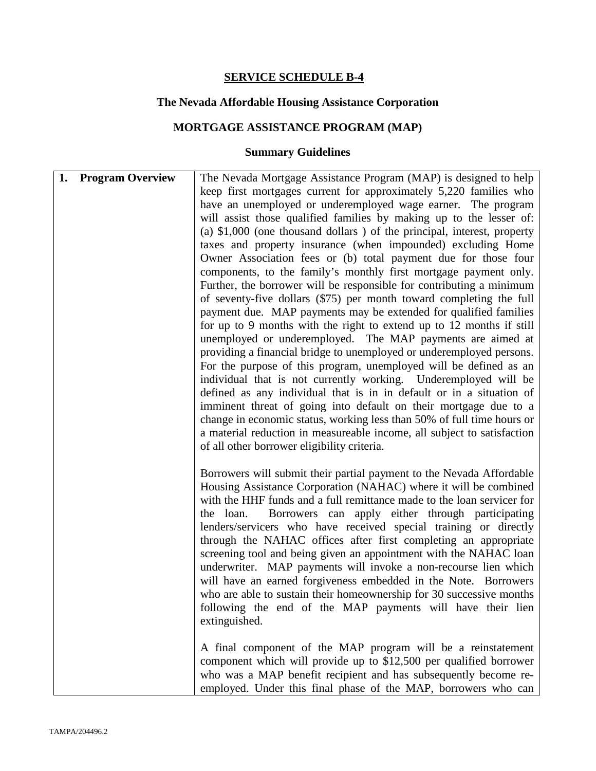## SERVICE SCHEDULE B-4

### The Nevada Affordable Housing Assistance Corporation

### MORTGAGE ASSISTANCE PROGRAM (MAP)

### Summary Guidelines

| | |
|---|---|
| **1. Program Overview** | The Nevada Mortgage Assistance Program (MAP) is designed to help keep first mortgages current for approximately 5,220 families who have an unemployed or underemployed wage earner. The program will assist those qualified families by making up to the lesser of: (a) $1,000 (one thousand dollars ) of the principal, interest, property taxes and property insurance (when impounded) excluding Home Owner Association fees or (b) total payment due for those four components, to the family's monthly first mortgage payment only. Further, the borrower will be responsible for contributing a minimum of seventy-five dollars ($75) per month toward completing the full payment due. MAP payments may be extended for qualified families for up to 9 months with the right to extend up to 12 months if still unemployed or underemployed. The MAP payments are aimed at providing a financial bridge to unemployed or underemployed persons. For the purpose of this program, unemployed will be defined as an individual that is not currently working. Underemployed will be defined as any individual that is in in default or in a situation of imminent threat of going into default on their mortgage due to a change in economic status, working less than 50% of full time hours or a material reduction in measureable income, all subject to satisfaction of all other borrower eligibility criteria.<br><br>Borrowers will submit their partial payment to the Nevada Affordable Housing Assistance Corporation (NAHAC) where it will be combined with the HHF funds and a full remittance made to the loan servicer for the loan. Borrowers can apply either through participating lenders/servicers who have received special training or directly through the NAHAC offices after first completing an appropriate screening tool and being given an appointment with the NAHAC loan underwriter. MAP payments will invoke a non-recourse lien which will have an earned forgiveness embedded in the Note. Borrowers who are able to sustain their homeownership for 30 successive months following the end of the MAP payments will have their lien extinguished.<br><br>A final component of the MAP program will be a reinstatement component which will provide up to $12,500 per qualified borrower who was a MAP benefit recipient and has subsequently become re-employed. Under this final phase of the MAP, borrowers who can |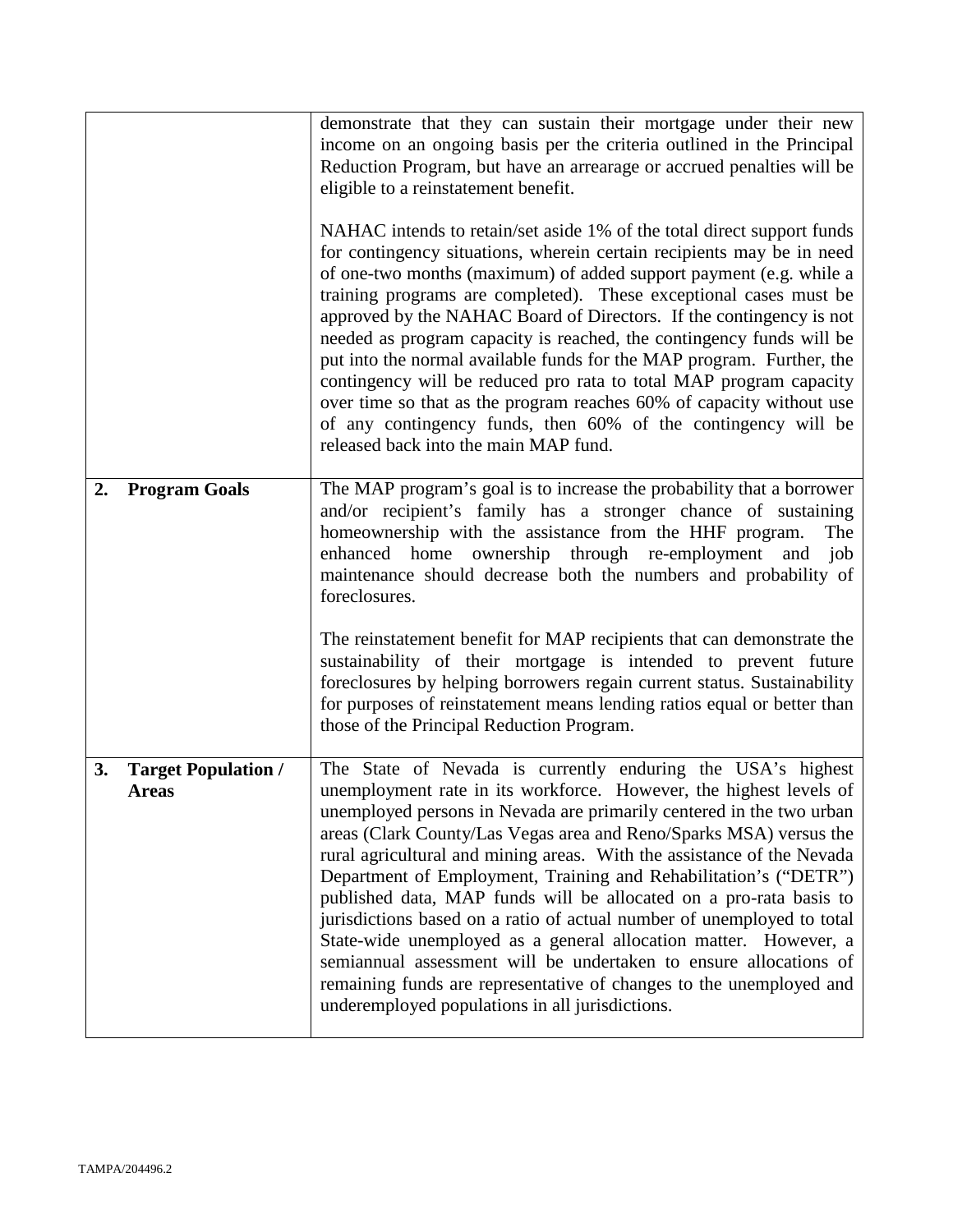| | |
|---|---|
| | demonstrate that they can sustain their mortgage under their new income on an ongoing basis per the criteria outlined in the Principal Reduction Program, but have an arrearage or accrued penalties will be eligible to a reinstatement benefit.<br><br>NAHAC intends to retain/set aside 1% of the total direct support funds for contingency situations, wherein certain recipients may be in need of one-two months (maximum) of added support payment (e.g. while a training programs are completed). These exceptional cases must be approved by the NAHAC Board of Directors. If the contingency is not needed as program capacity is reached, the contingency funds will be put into the normal available funds for the MAP program. Further, the contingency will be reduced pro rata to total MAP program capacity over time so that as the program reaches 60% of capacity without use of any contingency funds, then 60% of the contingency will be released back into the main MAP fund. |
| **2. Program Goals** | The MAP program's goal is to increase the probability that a borrower and/or recipient's family has a stronger chance of sustaining homeownership with the assistance from the HHF program. The enhanced home ownership through re-employment and job maintenance should decrease both the numbers and probability of foreclosures.<br><br>The reinstatement benefit for MAP recipients that can demonstrate the sustainability of their mortgage is intended to prevent future foreclosures by helping borrowers regain current status. Sustainability for purposes of reinstatement means lending ratios equal or better than those of the Principal Reduction Program. |
| **3. Target Population / Areas** | The State of Nevada is currently enduring the USA's highest unemployment rate in its workforce. However, the highest levels of unemployed persons in Nevada are primarily centered in the two urban areas (Clark County/Las Vegas area and Reno/Sparks MSA) versus the rural agricultural and mining areas. With the assistance of the Nevada Department of Employment, Training and Rehabilitation's ("DETR") published data, MAP funds will be allocated on a pro-rata basis to jurisdictions based on a ratio of actual number of unemployed to total State-wide unemployed as a general allocation matter. However, a semiannual assessment will be undertaken to ensure allocations of remaining funds are representative of changes to the unemployed and underemployed populations in all jurisdictions. |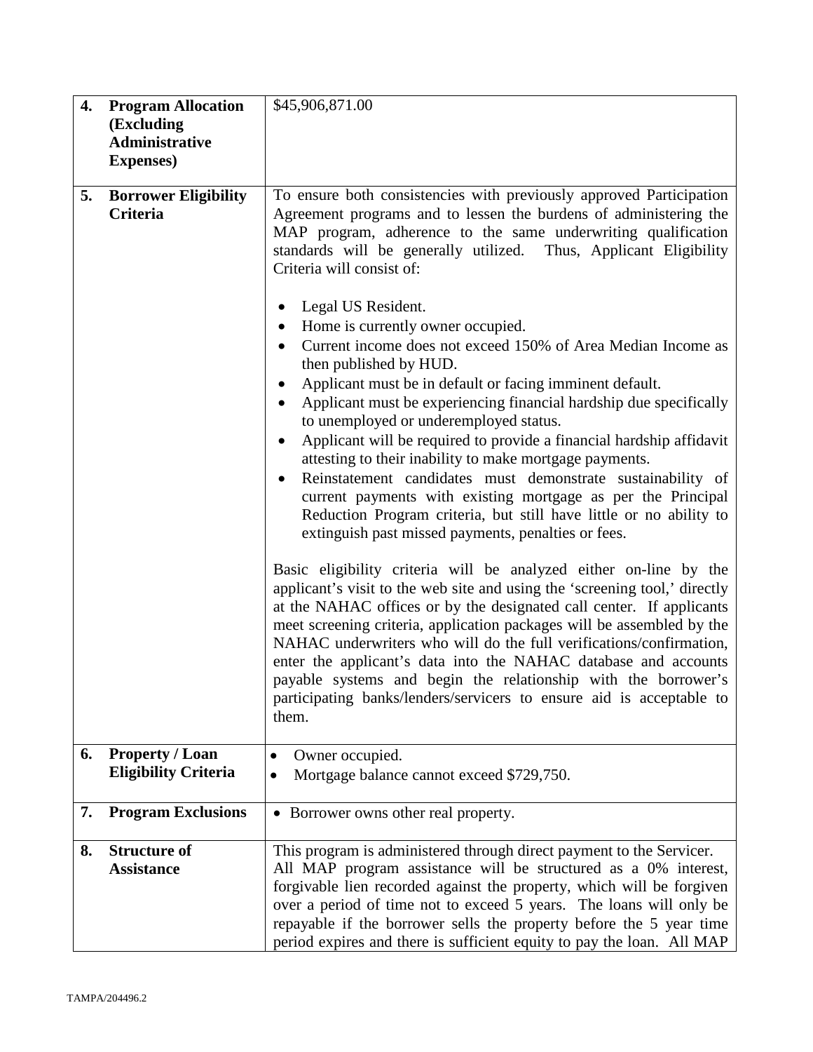| | | |
|---|---|---|
| **4.** | **Program Allocation (Excluding Administrative Expenses)** | \$45,906,871.00 |
| **5.** | **Borrower Eligibility Criteria** | To ensure both consistencies with previously approved Participation Agreement programs and to lessen the burdens of administering the MAP program, adherence to the same underwriting qualification standards will be generally utilized. Thus, Applicant Eligibility Criteria will consist of:<br><br>• Legal US Resident.<br>• Home is currently owner occupied.<br>• Current income does not exceed 150% of Area Median Income as then published by HUD.<br>• Applicant must be in default or facing imminent default.<br>• Applicant must be experiencing financial hardship due specifically to unemployed or underemployed status.<br>• Applicant will be required to provide a financial hardship affidavit attesting to their inability to make mortgage payments.<br>• Reinstatement candidates must demonstrate sustainability of current payments with existing mortgage as per the Principal Reduction Program criteria, but still have little or no ability to extinguish past missed payments, penalties or fees.<br><br>Basic eligibility criteria will be analyzed either on-line by the applicant's visit to the web site and using the 'screening tool,' directly at the NAHAC offices or by the designated call center. If applicants meet screening criteria, application packages will be assembled by the NAHAC underwriters who will do the full verifications/confirmation, enter the applicant's data into the NAHAC database and accounts payable systems and begin the relationship with the borrower's participating banks/lenders/servicers to ensure aid is acceptable to them. |
| **6.** | **Property / Loan Eligibility Criteria** | • Owner occupied.<br>• Mortgage balance cannot exceed \$729,750. |
| **7.** | **Program Exclusions** | • Borrower owns other real property. |
| **8.** | **Structure of Assistance** | This program is administered through direct payment to the Servicer. All MAP program assistance will be structured as a 0% interest, forgivable lien recorded against the property, which will be forgiven over a period of time not to exceed 5 years. The loans will only be repayable if the borrower sells the property before the 5 year time period expires and there is sufficient equity to pay the loan. All MAP |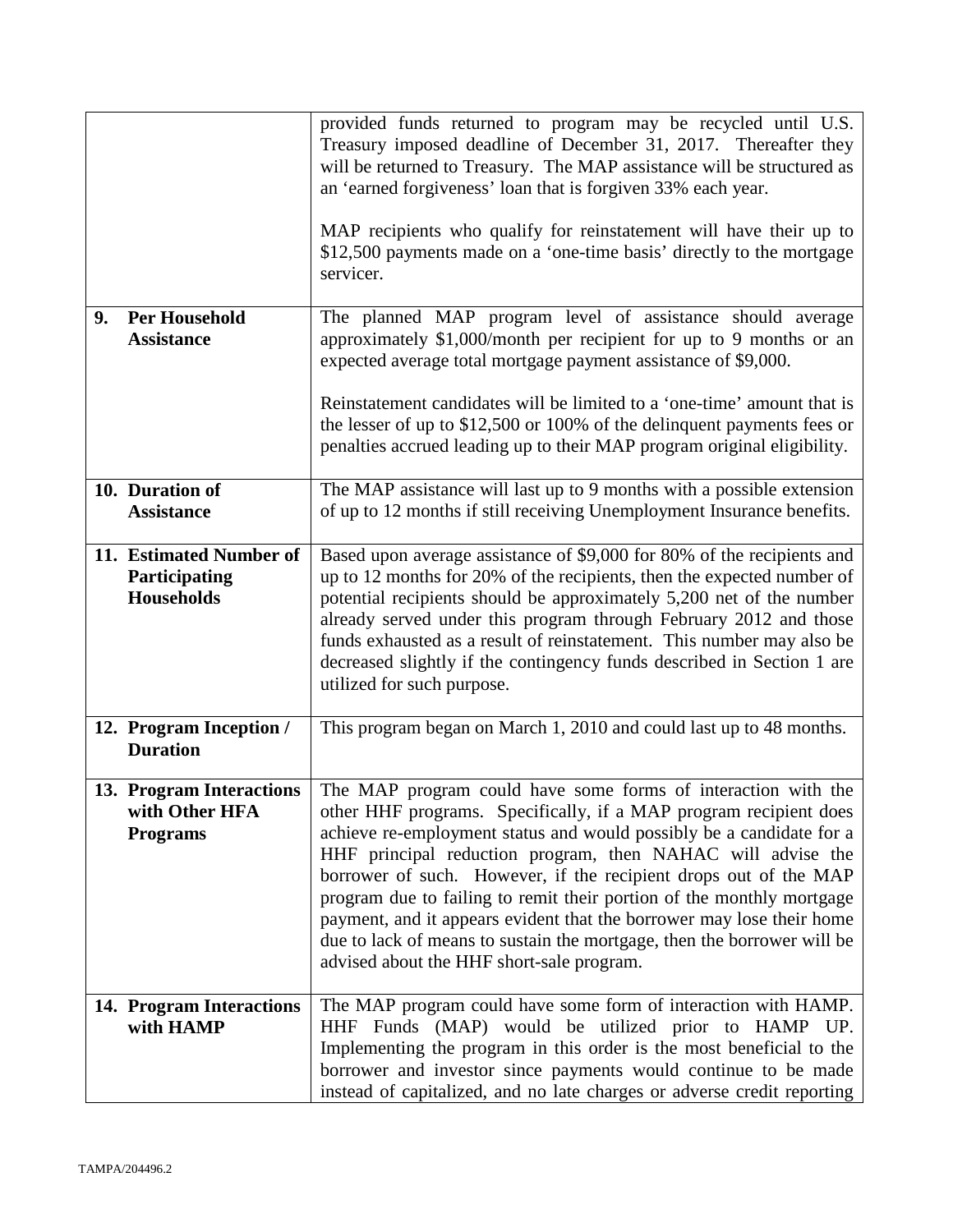| | |
|---|---|
| | provided funds returned to program may be recycled until U.S. Treasury imposed deadline of December 31, 2017. Thereafter they will be returned to Treasury. The MAP assistance will be structured as an 'earned forgiveness' loan that is forgiven 33% each year.<br><br>MAP recipients who qualify for reinstatement will have their up to \$12,500 payments made on a 'one-time basis' directly to the mortgage servicer. |
| **9. Per Household Assistance** | The planned MAP program level of assistance should average approximately \$1,000/month per recipient for up to 9 months or an expected average total mortgage payment assistance of \$9,000.<br><br>Reinstatement candidates will be limited to a 'one-time' amount that is the lesser of up to \$12,500 or 100% of the delinquent payments fees or penalties accrued leading up to their MAP program original eligibility. |
| **10. Duration of Assistance** | The MAP assistance will last up to 9 months with a possible extension of up to 12 months if still receiving Unemployment Insurance benefits. |
| **11. Estimated Number of Participating Households** | Based upon average assistance of \$9,000 for 80% of the recipients and up to 12 months for 20% of the recipients, then the expected number of potential recipients should be approximately 5,200 net of the number already served under this program through February 2012 and those funds exhausted as a result of reinstatement. This number may also be decreased slightly if the contingency funds described in Section 1 are utilized for such purpose. |
| **12. Program Inception / Duration** | This program began on March 1, 2010 and could last up to 48 months. |
| **13. Program Interactions with Other HFA Programs** | The MAP program could have some forms of interaction with the other HHF programs. Specifically, if a MAP program recipient does achieve re-employment status and would possibly be a candidate for a HHF principal reduction program, then NAHAC will advise the borrower of such. However, if the recipient drops out of the MAP program due to failing to remit their portion of the monthly mortgage payment, and it appears evident that the borrower may lose their home due to lack of means to sustain the mortgage, then the borrower will be advised about the HHF short-sale program. |
| **14. Program Interactions with HAMP** | The MAP program could have some form of interaction with HAMP. HHF Funds (MAP) would be utilized prior to HAMP UP. Implementing the program in this order is the most beneficial to the borrower and investor since payments would continue to be made instead of capitalized, and no late charges or adverse credit reporting |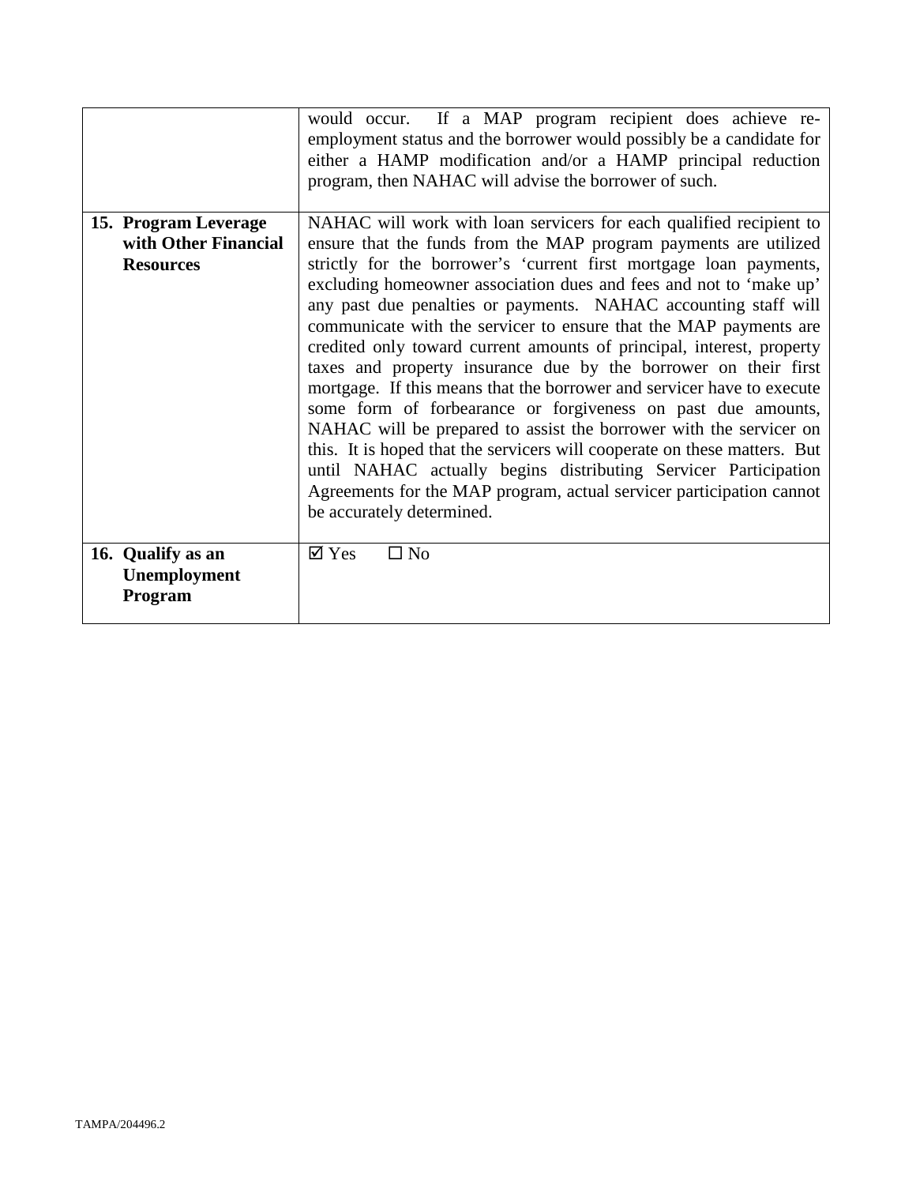| | |
|---|---|
| | would occur. If a MAP program recipient does achieve re-employment status and the borrower would possibly be a candidate for either a HAMP modification and/or a HAMP principal reduction program, then NAHAC will advise the borrower of such. |
| **15. Program Leverage with Other Financial Resources** | NAHAC will work with loan servicers for each qualified recipient to ensure that the funds from the MAP program payments are utilized strictly for the borrower's 'current first mortgage loan payments, excluding homeowner association dues and fees and not to 'make up' any past due penalties or payments. NAHAC accounting staff will communicate with the servicer to ensure that the MAP payments are credited only toward current amounts of principal, interest, property taxes and property insurance due by the borrower on their first mortgage. If this means that the borrower and servicer have to execute some form of forbearance or forgiveness on past due amounts, NAHAC will be prepared to assist the borrower with the servicer on this. It is hoped that the servicers will cooperate on these matters. But until NAHAC actually begins distributing Servicer Participation Agreements for the MAP program, actual servicer participation cannot be accurately determined. |
| **16. Qualify as an Unemployment Program** | ☑ Yes ☐ No |

TAMPA/204496.2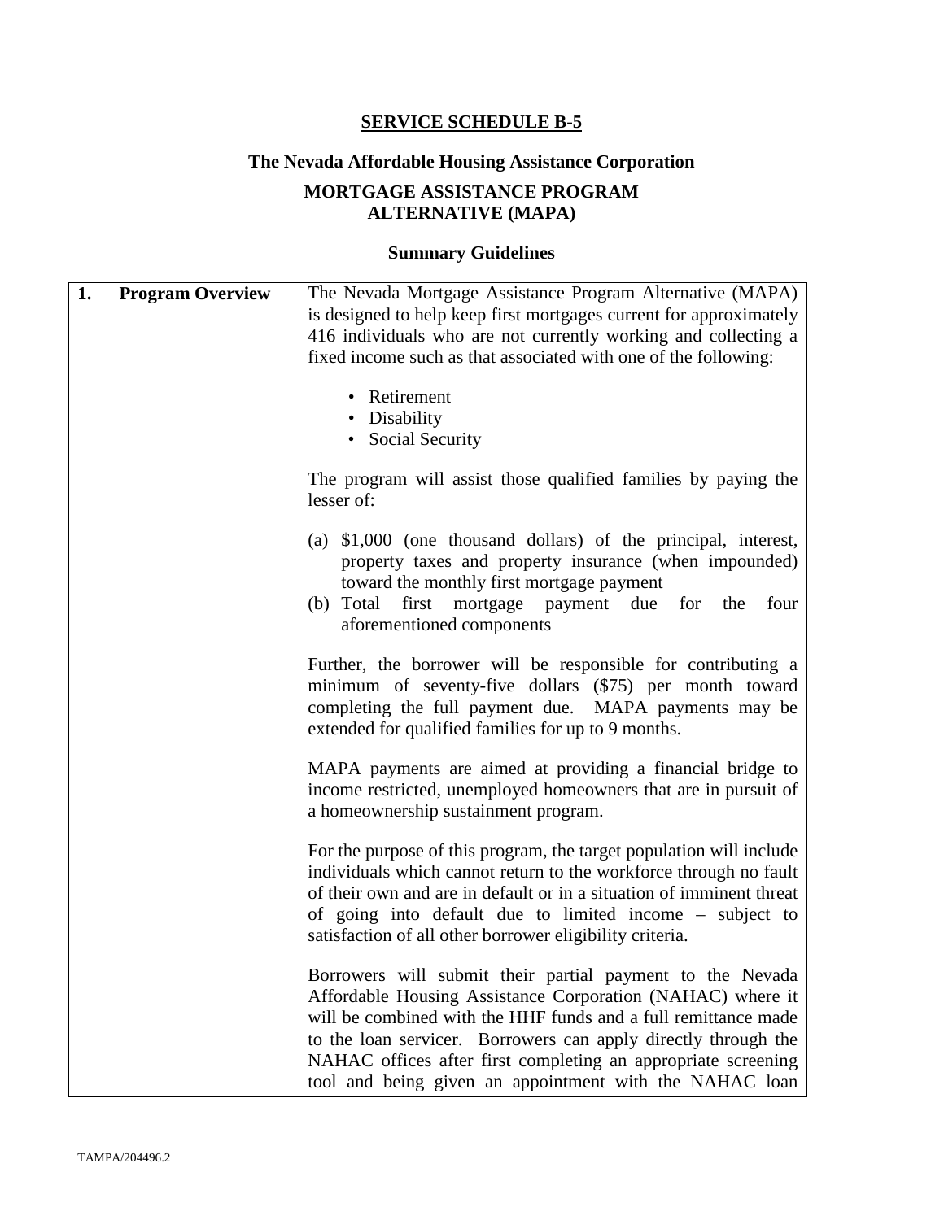## SERVICE SCHEDULE B-5

### The Nevada Affordable Housing Assistance Corporation

### MORTGAGE ASSISTANCE PROGRAM ALTERNATIVE (MAPA)

### Summary Guidelines

| 1. Program Overview | The Nevada Mortgage Assistance Program Alternative (MAPA) is designed to help keep first mortgages current for approximately 416 individuals who are not currently working and collecting a fixed income such as that associated with one of the following:<br><br>• Retirement<br>• Disability<br>• Social Security<br><br>The program will assist those qualified families by paying the lesser of:<br><br>(a) $1,000 (one thousand dollars) of the principal, interest, property taxes and property insurance (when impounded) toward the monthly first mortgage payment<br>(b) Total first mortgage payment due for the four aforementioned components<br><br>Further, the borrower will be responsible for contributing a minimum of seventy-five dollars ($75) per month toward completing the full payment due. MAPA payments may be extended for qualified families for up to 9 months.<br><br>MAPA payments are aimed at providing a financial bridge to income restricted, unemployed homeowners that are in pursuit of a homeownership sustainment program.<br><br>For the purpose of this program, the target population will include individuals which cannot return to the workforce through no fault of their own and are in default or in a situation of imminent threat of going into default due to limited income – subject to satisfaction of all other borrower eligibility criteria.<br><br>Borrowers will submit their partial payment to the Nevada Affordable Housing Assistance Corporation (NAHAC) where it will be combined with the HHF funds and a full remittance made to the loan servicer. Borrowers can apply directly through the NAHAC offices after first completing an appropriate screening tool and being given an appointment with the NAHAC loan |
|---|---|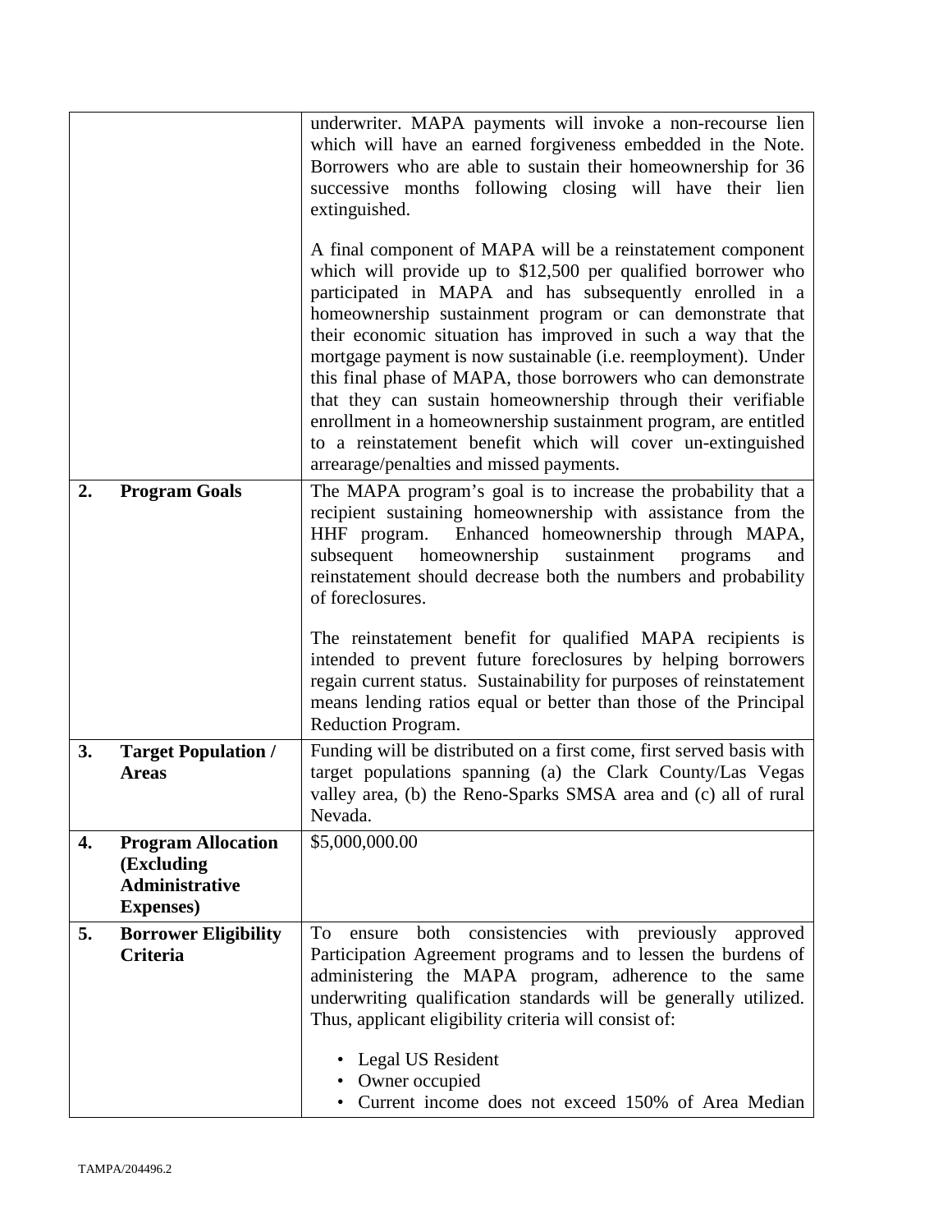| | | |
|---|---|---|
| | | underwriter. MAPA payments will invoke a non-recourse lien which will have an earned forgiveness embedded in the Note. Borrowers who are able to sustain their homeownership for 36 successive months following closing will have their lien extinguished.<br><br>A final component of MAPA will be a reinstatement component which will provide up to \$12,500 per qualified borrower who participated in MAPA and has subsequently enrolled in a homeownership sustainment program or can demonstrate that their economic situation has improved in such a way that the mortgage payment is now sustainable (i.e. reemployment). Under this final phase of MAPA, those borrowers who can demonstrate that they can sustain homeownership through their verifiable enrollment in a homeownership sustainment program, are entitled to a reinstatement benefit which will cover un-extinguished arrearage/penalties and missed payments. |
| **2.** | **Program Goals** | The MAPA program's goal is to increase the probability that a recipient sustaining homeownership with assistance from the HHF program. Enhanced homeownership through MAPA, subsequent homeownership sustainment programs and reinstatement should decrease both the numbers and probability of foreclosures.<br><br>The reinstatement benefit for qualified MAPA recipients is intended to prevent future foreclosures by helping borrowers regain current status. Sustainability for purposes of reinstatement means lending ratios equal or better than those of the Principal Reduction Program. |
| **3.** | **Target Population / Areas** | Funding will be distributed on a first come, first served basis with target populations spanning (a) the Clark County/Las Vegas valley area, (b) the Reno-Sparks SMSA area and (c) all of rural Nevada. |
| **4.** | **Program Allocation (Excluding Administrative Expenses)** | \$5,000,000.00 |
| **5.** | **Borrower Eligibility Criteria** | To ensure both consistencies with previously approved Participation Agreement programs and to lessen the burdens of administering the MAPA program, adherence to the same underwriting qualification standards will be generally utilized. Thus, applicant eligibility criteria will consist of:<br><br>• Legal US Resident<br>• Owner occupied<br>• Current income does not exceed 150% of Area Median |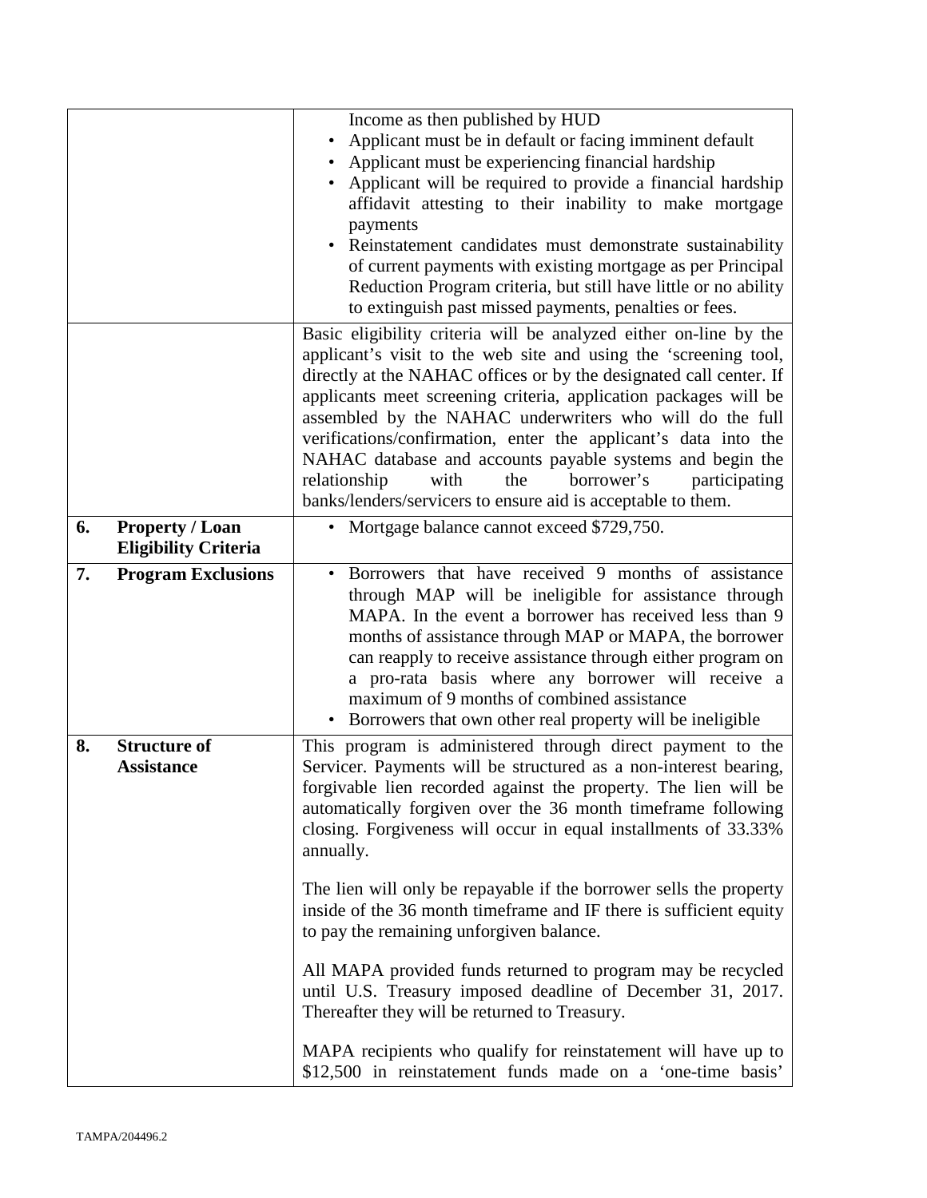| | | |
|---|---|---|
| | | Income as then published by HUD<br>• Applicant must be in default or facing imminent default<br>• Applicant must be experiencing financial hardship<br>• Applicant will be required to provide a financial hardship affidavit attesting to their inability to make mortgage payments<br>• Reinstatement candidates must demonstrate sustainability of current payments with existing mortgage as per Principal Reduction Program criteria, but still have little or no ability to extinguish past missed payments, penalties or fees. |
| | | Basic eligibility criteria will be analyzed either on-line by the applicant's visit to the web site and using the 'screening tool, directly at the NAHAC offices or by the designated call center. If applicants meet screening criteria, application packages will be assembled by the NAHAC underwriters who will do the full verifications/confirmation, enter the applicant's data into the NAHAC database and accounts payable systems and begin the relationship with the borrower's participating banks/lenders/servicers to ensure aid is acceptable to them. |
| **6.** | **Property / Loan Eligibility Criteria** | • Mortgage balance cannot exceed $729,750. |
| **7.** | **Program Exclusions** | • Borrowers that have received 9 months of assistance through MAP will be ineligible for assistance through MAPA. In the event a borrower has received less than 9 months of assistance through MAP or MAPA, the borrower can reapply to receive assistance through either program on a pro-rata basis where any borrower will receive a maximum of 9 months of combined assistance<br>• Borrowers that own other real property will be ineligible |
| **8.** | **Structure of Assistance** | This program is administered through direct payment to the Servicer. Payments will be structured as a non-interest bearing, forgivable lien recorded against the property. The lien will be automatically forgiven over the 36 month timeframe following closing. Forgiveness will occur in equal installments of 33.33% annually.<br><br>The lien will only be repayable if the borrower sells the property inside of the 36 month timeframe and IF there is sufficient equity to pay the remaining unforgiven balance.<br><br>All MAPA provided funds returned to program may be recycled until U.S. Treasury imposed deadline of December 31, 2017. Thereafter they will be returned to Treasury.<br><br>MAPA recipients who qualify for reinstatement will have up to $12,500 in reinstatement funds made on a 'one-time basis' |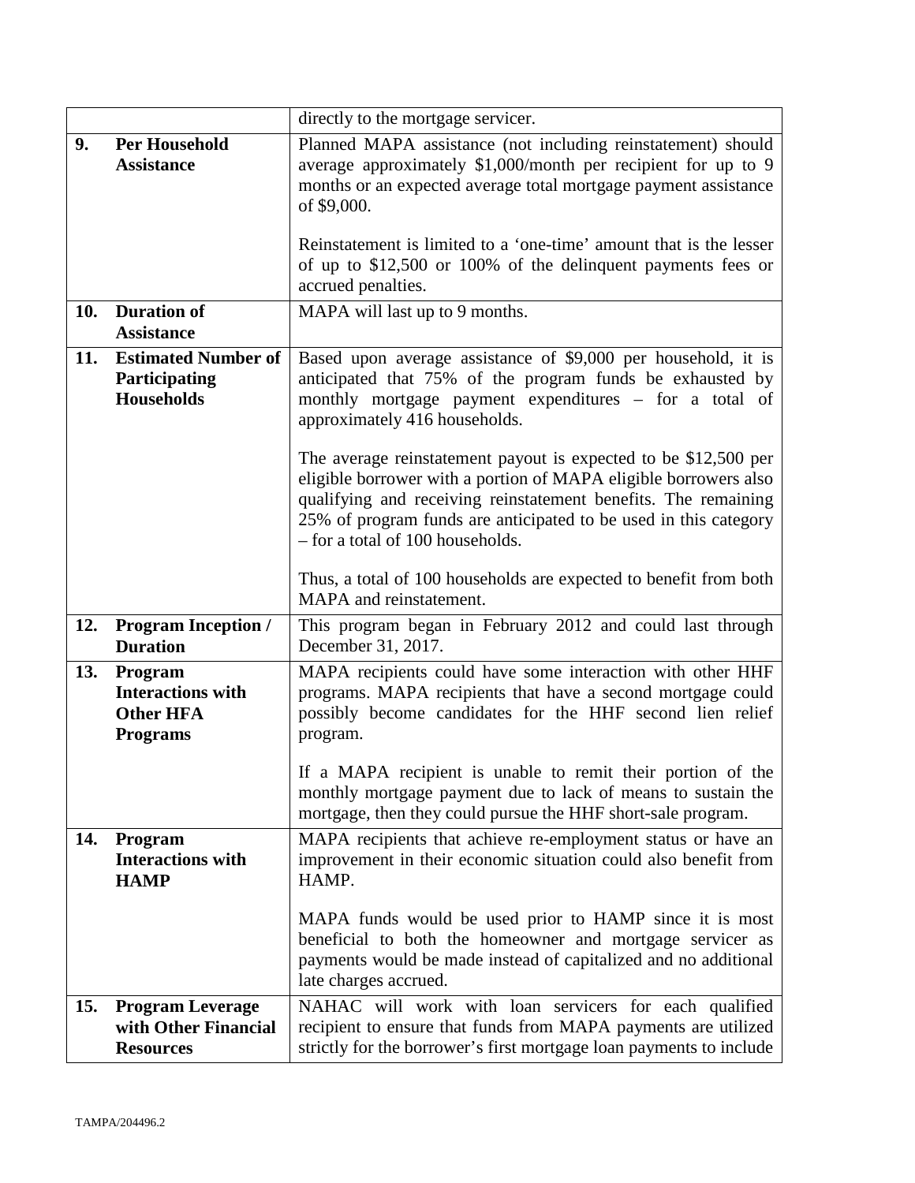| | | |
|---|---|---|
| | | directly to the mortgage servicer. |
| **9.** | **Per Household Assistance** | Planned MAPA assistance (not including reinstatement) should average approximately $1,000/month per recipient for up to 9 months or an expected average total mortgage payment assistance of $9,000.<br><br>Reinstatement is limited to a 'one-time' amount that is the lesser of up to $12,500 or 100% of the delinquent payments fees or accrued penalties. |
| **10.** | **Duration of Assistance** | MAPA will last up to 9 months. |
| **11.** | **Estimated Number of Participating Households** | Based upon average assistance of $9,000 per household, it is anticipated that 75% of the program funds be exhausted by monthly mortgage payment expenditures – for a total of approximately 416 households.<br><br>The average reinstatement payout is expected to be $12,500 per eligible borrower with a portion of MAPA eligible borrowers also qualifying and receiving reinstatement benefits. The remaining 25% of program funds are anticipated to be used in this category – for a total of 100 households.<br><br>Thus, a total of 100 households are expected to benefit from both MAPA and reinstatement. |
| **12.** | **Program Inception / Duration** | This program began in February 2012 and could last through December 31, 2017. |
| **13.** | **Program Interactions with Other HFA Programs** | MAPA recipients could have some interaction with other HHF programs. MAPA recipients that have a second mortgage could possibly become candidates for the HHF second lien relief program.<br><br>If a MAPA recipient is unable to remit their portion of the monthly mortgage payment due to lack of means to sustain the mortgage, then they could pursue the HHF short-sale program. |
| **14.** | **Program Interactions with HAMP** | MAPA recipients that achieve re-employment status or have an improvement in their economic situation could also benefit from HAMP.<br><br>MAPA funds would be used prior to HAMP since it is most beneficial to both the homeowner and mortgage servicer as payments would be made instead of capitalized and no additional late charges accrued. |
| **15.** | **Program Leverage with Other Financial Resources** | NAHAC will work with loan servicers for each qualified recipient to ensure that funds from MAPA payments are utilized strictly for the borrower's first mortgage loan payments to include |

TAMPA/204496.2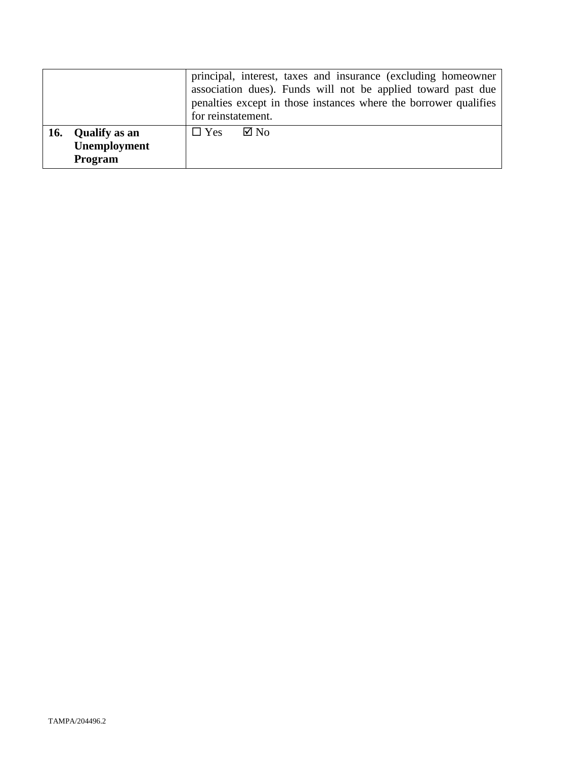| | |
|---|---|
| | principal, interest, taxes and insurance (excluding homeowner association dues). Funds will not be applied toward past due penalties except in those instances where the borrower qualifies for reinstatement. |
| **16. Qualify as an Unemployment Program** | ☐ Yes ☑ No |

TAMPA/204496.2